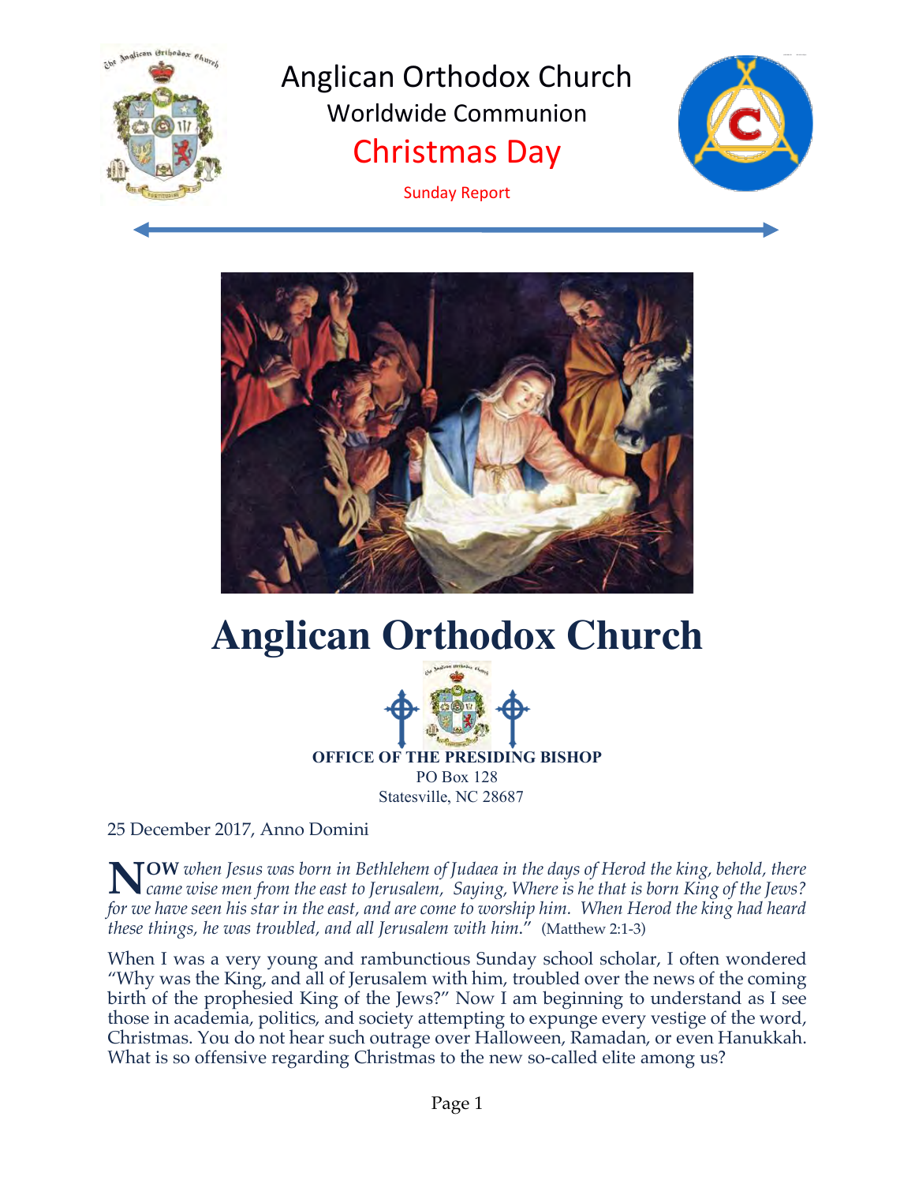# Anglican Orthodox Church

## Worldwide Communion

## Christmas Day

Sunday Report

# Anglican Orthodox Church

**OFFICE OF THE PRESIDING BISHOP**
PO Box 128
Statesville, NC 28687

25 December 2017, Anno Domini

**NOW** *when Jesus was born in Bethlehem of Judaea in the days of Herod the king, behold, there came wise men from the east to Jerusalem, Saying, Where is he that is born King of the Jews? for we have seen his star in the east, and are come to worship him. When Herod the king had heard these things, he was troubled, and all Jerusalem with him.*" (Matthew 2:1-3)

When I was a very young and rambunctious Sunday school scholar, I often wondered "Why was the King, and all of Jerusalem with him, troubled over the news of the coming birth of the prophesied King of the Jews?" Now I am beginning to understand as I see those in academia, politics, and society attempting to expunge every vestige of the word, Christmas. You do not hear such outrage over Halloween, Ramadan, or even Hanukkah. What is so offensive regarding Christmas to the new so-called elite among us?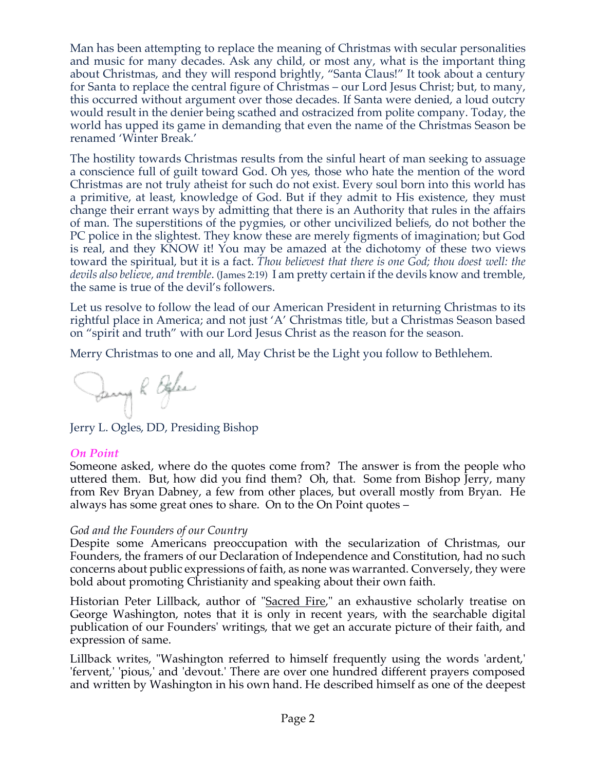Man has been attempting to replace the meaning of Christmas with secular personalities and music for many decades. Ask any child, or most any, what is the important thing about Christmas, and they will respond brightly, "Santa Claus!" It took about a century for Santa to replace the central figure of Christmas – our Lord Jesus Christ; but, to many, this occurred without argument over those decades. If Santa were denied, a loud outcry would result in the denier being scathed and ostracized from polite company. Today, the world has upped its game in demanding that even the name of the Christmas Season be renamed 'Winter Break.'

The hostility towards Christmas results from the sinful heart of man seeking to assuage a conscience full of guilt toward God. Oh yes, those who hate the mention of the word Christmas are not truly atheist for such do not exist. Every soul born into this world has a primitive, at least, knowledge of God. But if they admit to His existence, they must change their errant ways by admitting that there is an Authority that rules in the affairs of man. The superstitions of the pygmies, or other uncivilized beliefs, do not bother the PC police in the slightest. They know these are merely figments of imagination; but God is real, and they KNOW it! You may be amazed at the dichotomy of these two views toward the spiritual, but it is a fact. *Thou believest that there is one God; thou doest well: the devils also believe, and tremble*. (James 2:19) I am pretty certain if the devils know and tremble, the same is true of the devil's followers.

Let us resolve to follow the lead of our American President in returning Christmas to its rightful place in America; and not just 'A' Christmas title, but a Christmas Season based on "spirit and truth" with our Lord Jesus Christ as the reason for the season.

Merry Christmas to one and all, May Christ be the Light you follow to Bethlehem.

Jerry L. Ogles, DD, Presiding Bishop

### *On Point*

Someone asked, where do the quotes come from? The answer is from the people who uttered them. But, how did you find them? Oh, that. Some from Bishop Jerry, many from Rev Bryan Dabney, a few from other places, but overall mostly from Bryan. He always has some great ones to share. On to the On Point quotes –

*God and the Founders of our Country*

Despite some Americans preoccupation with the secularization of Christmas, our Founders, the framers of our Declaration of Independence and Constitution, had no such concerns about public expressions of faith, as none was warranted. Conversely, they were bold about promoting Christianity and speaking about their own faith.

Historian Peter Lillback, author of "Sacred Fire," an exhaustive scholarly treatise on George Washington, notes that it is only in recent years, with the searchable digital publication of our Founders' writings, that we get an accurate picture of their faith, and expression of same.

Lillback writes, "Washington referred to himself frequently using the words 'ardent,' 'fervent,' 'pious,' and 'devout.' There are over one hundred different prayers composed and written by Washington in his own hand. He described himself as one of the deepest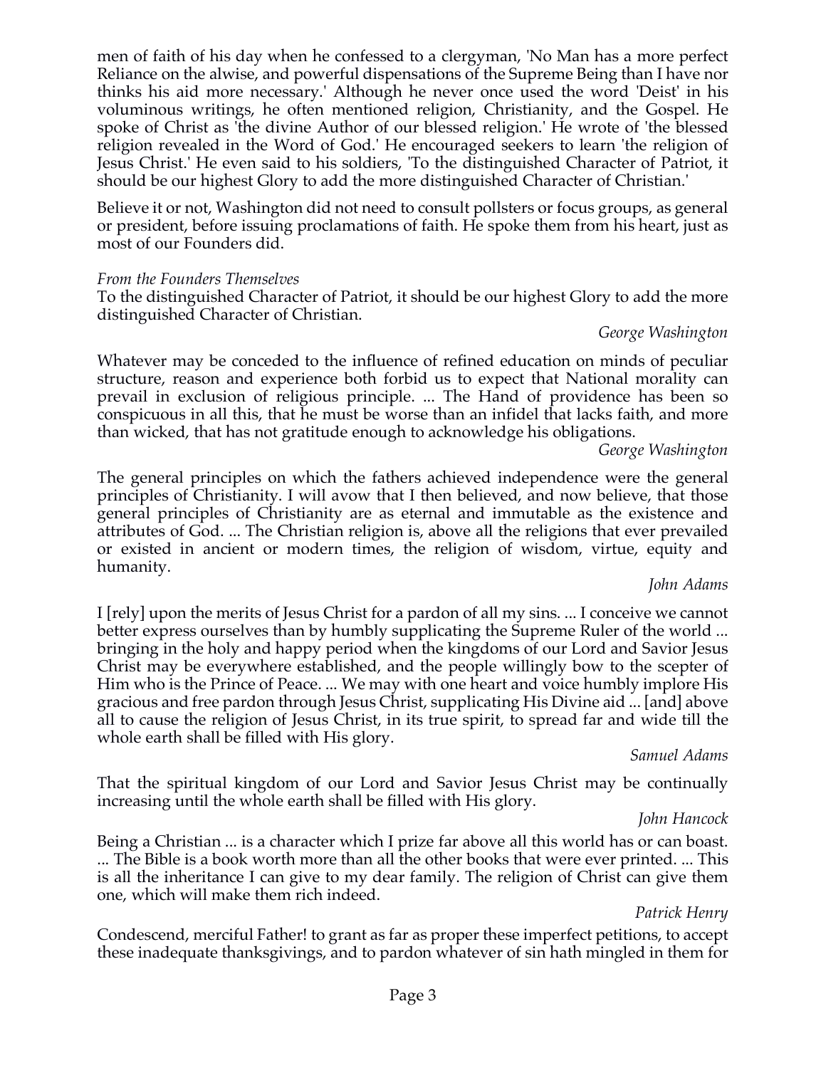men of faith of his day when he confessed to a clergyman, 'No Man has a more perfect Reliance on the alwise, and powerful dispensations of the Supreme Being than I have nor thinks his aid more necessary.' Although he never once used the word 'Deist' in his voluminous writings, he often mentioned religion, Christianity, and the Gospel. He spoke of Christ as 'the divine Author of our blessed religion.' He wrote of 'the blessed religion revealed in the Word of God.' He encouraged seekers to learn 'the religion of Jesus Christ.' He even said to his soldiers, 'To the distinguished Character of Patriot, it should be our highest Glory to add the more distinguished Character of Christian.'

Believe it or not, Washington did not need to consult pollsters or focus groups, as general or president, before issuing proclamations of faith. He spoke them from his heart, just as most of our Founders did.

*From the Founders Themselves*

To the distinguished Character of Patriot, it should be our highest Glory to add the more distinguished Character of Christian.

*George Washington*

Whatever may be conceded to the influence of refined education on minds of peculiar structure, reason and experience both forbid us to expect that National morality can prevail in exclusion of religious principle. ... The Hand of providence has been so conspicuous in all this, that he must be worse than an infidel that lacks faith, and more than wicked, that has not gratitude enough to acknowledge his obligations.

*George Washington*

The general principles on which the fathers achieved independence were the general principles of Christianity. I will avow that I then believed, and now believe, that those general principles of Christianity are as eternal and immutable as the existence and attributes of God. ... The Christian religion is, above all the religions that ever prevailed or existed in ancient or modern times, the religion of wisdom, virtue, equity and humanity.

*John Adams*

I [rely] upon the merits of Jesus Christ for a pardon of all my sins. ... I conceive we cannot better express ourselves than by humbly supplicating the Supreme Ruler of the world ... bringing in the holy and happy period when the kingdoms of our Lord and Savior Jesus Christ may be everywhere established, and the people willingly bow to the scepter of Him who is the Prince of Peace. ... We may with one heart and voice humbly implore His gracious and free pardon through Jesus Christ, supplicating His Divine aid ... [and] above all to cause the religion of Jesus Christ, in its true spirit, to spread far and wide till the whole earth shall be filled with His glory.

*Samuel Adams*

That the spiritual kingdom of our Lord and Savior Jesus Christ may be continually increasing until the whole earth shall be filled with His glory.

*John Hancock*

Being a Christian ... is a character which I prize far above all this world has or can boast. ... The Bible is a book worth more than all the other books that were ever printed. ... This is all the inheritance I can give to my dear family. The religion of Christ can give them one, which will make them rich indeed.

*Patrick Henry*

Condescend, merciful Father! to grant as far as proper these imperfect petitions, to accept these inadequate thanksgivings, and to pardon whatever of sin hath mingled in them for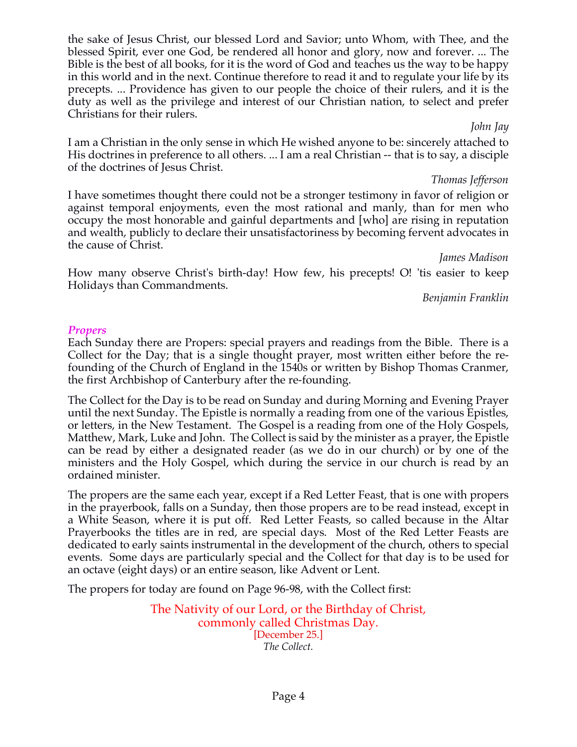the sake of Jesus Christ, our blessed Lord and Savior; unto Whom, with Thee, and the blessed Spirit, ever one God, be rendered all honor and glory, now and forever. ... The Bible is the best of all books, for it is the word of God and teaches us the way to be happy in this world and in the next. Continue therefore to read it and to regulate your life by its precepts. ... Providence has given to our people the choice of their rulers, and it is the duty as well as the privilege and interest of our Christian nation, to select and prefer Christians for their rulers.

*John Jay*

I am a Christian in the only sense in which He wished anyone to be: sincerely attached to His doctrines in preference to all others. ... I am a real Christian -- that is to say, a disciple of the doctrines of Jesus Christ.

*Thomas Jefferson*

I have sometimes thought there could not be a stronger testimony in favor of religion or against temporal enjoyments, even the most rational and manly, than for men who occupy the most honorable and gainful departments and [who] are rising in reputation and wealth, publicly to declare their unsatisfactoriness by becoming fervent advocates in the cause of Christ.

*James Madison*

How many observe Christ's birth-day! How few, his precepts! O! 'tis easier to keep Holidays than Commandments.

*Benjamin Franklin*

## *Propers*

Each Sunday there are Propers: special prayers and readings from the Bible. There is a Collect for the Day; that is a single thought prayer, most written either before the re-founding of the Church of England in the 1540s or written by Bishop Thomas Cranmer, the first Archbishop of Canterbury after the re-founding.

The Collect for the Day is to be read on Sunday and during Morning and Evening Prayer until the next Sunday. The Epistle is normally a reading from one of the various Epistles, or letters, in the New Testament. The Gospel is a reading from one of the Holy Gospels, Matthew, Mark, Luke and John. The Collect is said by the minister as a prayer, the Epistle can be read by either a designated reader (as we do in our church) or by one of the ministers and the Holy Gospel, which during the service in our church is read by an ordained minister.

The propers are the same each year, except if a Red Letter Feast, that is one with propers in the prayerbook, falls on a Sunday, then those propers are to be read instead, except in a White Season, where it is put off. Red Letter Feasts, so called because in the Altar Prayerbooks the titles are in red, are special days. Most of the Red Letter Feasts are dedicated to early saints instrumental in the development of the church, others to special events. Some days are particularly special and the Collect for that day is to be used for an octave (eight days) or an entire season, like Advent or Lent.

The propers for today are found on Page 96-98, with the Collect first:

### The Nativity of our Lord, or the Birthday of Christ, commonly called Christmas Day.

[December 25.]

*The Collect.*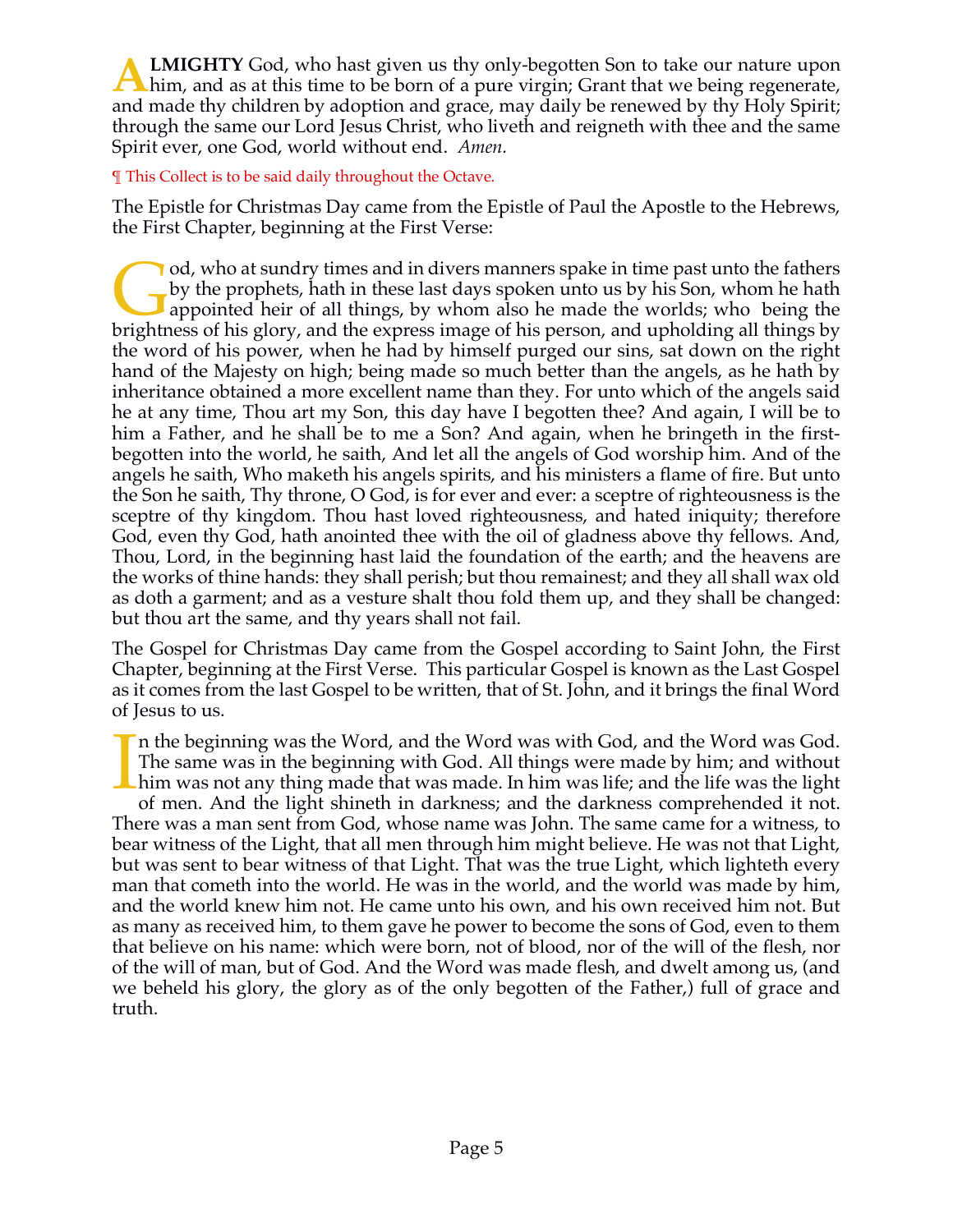**ALMIGHTY** God, who hast given us thy only-begotten Son to take our nature upon him, and as at this time to be born of a pure virgin; Grant that we being regenerate, and made thy children by adoption and grace, may daily be renewed by thy Holy Spirit; through the same our Lord Jesus Christ, who liveth and reigneth with thee and the same Spirit ever, one God, world without end. *Amen.*

¶ This Collect is to be said daily throughout the Octave.

The Epistle for Christmas Day came from the Epistle of Paul the Apostle to the Hebrews, the First Chapter, beginning at the First Verse:

God, who at sundry times and in divers manners spake in time past unto the fathers by the prophets, hath in these last days spoken unto us by his Son, whom he hath appointed heir of all things, by whom also he made the worlds; who being the brightness of his glory, and the express image of his person, and upholding all things by the word of his power, when he had by himself purged our sins, sat down on the right hand of the Majesty on high; being made so much better than the angels, as he hath by inheritance obtained a more excellent name than they. For unto which of the angels said he at any time, Thou art my Son, this day have I begotten thee? And again, I will be to him a Father, and he shall be to me a Son? And again, when he bringeth in the first-begotten into the world, he saith, And let all the angels of God worship him. And of the angels he saith, Who maketh his angels spirits, and his ministers a flame of fire. But unto the Son he saith, Thy throne, O God, is for ever and ever: a sceptre of righteousness is the sceptre of thy kingdom. Thou hast loved righteousness, and hated iniquity; therefore God, even thy God, hath anointed thee with the oil of gladness above thy fellows. And, Thou, Lord, in the beginning hast laid the foundation of the earth; and the heavens are the works of thine hands: they shall perish; but thou remainest; and they all shall wax old as doth a garment; and as a vesture shalt thou fold them up, and they shall be changed: but thou art the same, and thy years shall not fail.

The Gospel for Christmas Day came from the Gospel according to Saint John, the First Chapter, beginning at the First Verse. This particular Gospel is known as the Last Gospel as it comes from the last Gospel to be written, that of St. John, and it brings the final Word of Jesus to us.

In the beginning was the Word, and the Word was with God, and the Word was God. The same was in the beginning with God. All things were made by him; and without him was not any thing made that was made. In him was life; and the life was the light of men. And the light shineth in darkness; and the darkness comprehended it not. There was a man sent from God, whose name was John. The same came for a witness, to bear witness of the Light, that all men through him might believe. He was not that Light, but was sent to bear witness of that Light. That was the true Light, which lighteth every man that cometh into the world. He was in the world, and the world was made by him, and the world knew him not. He came unto his own, and his own received him not. But as many as received him, to them gave he power to become the sons of God, even to them that believe on his name: which were born, not of blood, nor of the will of the flesh, nor of the will of man, but of God. And the Word was made flesh, and dwelt among us, (and we beheld his glory, the glory as of the only begotten of the Father,) full of grace and truth.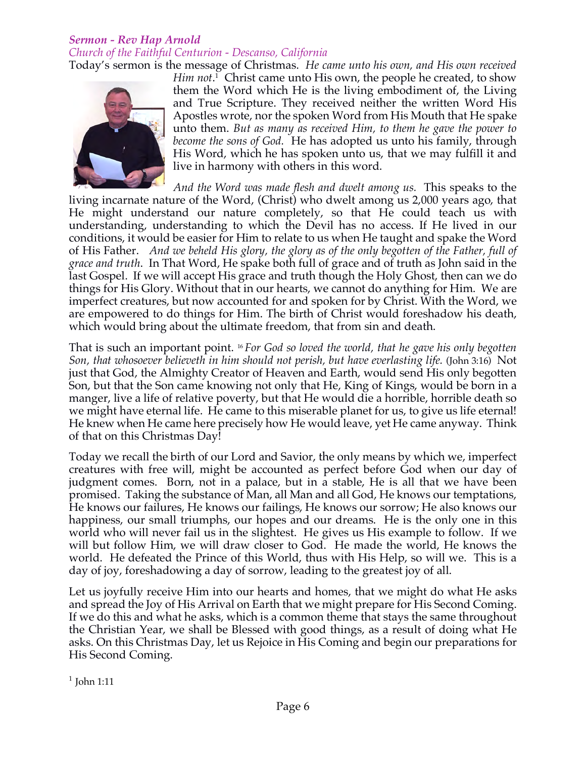***Sermon - Rev Hap Arnold***
*Church of the Faithful Centurion - Descanso, California*

Today's sermon is the message of Christmas. *He came unto his own, and His own received Him not.*[1] Christ came unto His own, the people he created, to show them the Word which He is the living embodiment of, the Living and True Scripture. They received neither the written Word His Apostles wrote, nor the spoken Word from His Mouth that He spake unto them. *But as many as received Him, to them he gave the power to become the sons of God.* He has adopted us unto his family, through His Word, which he has spoken unto us, that we may fulfill it and live in harmony with others in this word.

*And the Word was made flesh and dwelt among us.* This speaks to the living incarnate nature of the Word, (Christ) who dwelt among us 2,000 years ago, that He might understand our nature completely, so that He could teach us with understanding, understanding to which the Devil has no access. If He lived in our conditions, it would be easier for Him to relate to us when He taught and spake the Word of His Father. *And we beheld His glory, the glory as of the only begotten of the Father, full of grace and truth.* In That Word, He spake both full of grace and of truth as John said in the last Gospel. If we will accept His grace and truth though the Holy Ghost, then can we do things for His Glory. Without that in our hearts, we cannot do anything for Him. We are imperfect creatures, but now accounted for and spoken for by Christ. With the Word, we are empowered to do things for Him. The birth of Christ would foreshadow his death, which would bring about the ultimate freedom, that from sin and death.

That is such an important point. [16] *For God so loved the world, that he gave his only begotten Son, that whosoever believeth in him should not perish, but have everlasting life.* (John 3:16) Not just that God, the Almighty Creator of Heaven and Earth, would send His only begotten Son, but that the Son came knowing not only that He, King of Kings, would be born in a manger, live a life of relative poverty, but that He would die a horrible, horrible death so we might have eternal life. He came to this miserable planet for us, to give us life eternal! He knew when He came here precisely how He would leave, yet He came anyway. Think of that on this Christmas Day!

Today we recall the birth of our Lord and Savior, the only means by which we, imperfect creatures with free will, might be accounted as perfect before God when our day of judgment comes. Born, not in a palace, but in a stable, He is all that we have been promised. Taking the substance of Man, all Man and all God, He knows our temptations, He knows our failures, He knows our failings, He knows our sorrow; He also knows our happiness, our small triumphs, our hopes and our dreams. He is the only one in this world who will never fail us in the slightest. He gives us His example to follow. If we will but follow Him, we will draw closer to God. He made the world, He knows the world. He defeated the Prince of this World, thus with His Help, so will we. This is a day of joy, foreshadowing a day of sorrow, leading to the greatest joy of all.

Let us joyfully receive Him into our hearts and homes, that we might do what He asks and spread the Joy of His Arrival on Earth that we might prepare for His Second Coming. If we do this and what he asks, which is a common theme that stays the same throughout the Christian Year, we shall be Blessed with good things, as a result of doing what He asks. On this Christmas Day, let us Rejoice in His Coming and begin our preparations for His Second Coming.

[1] John 1:11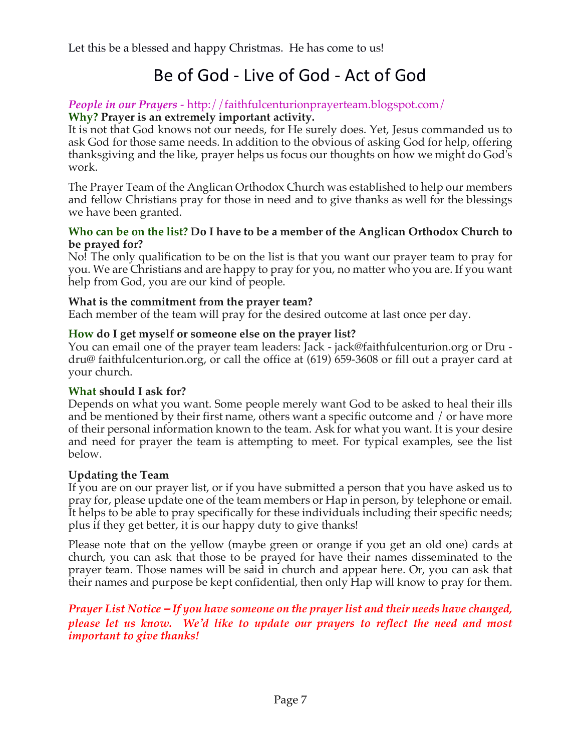Let this be a blessed and happy Christmas. He has come to us!

# Be of God - Live of God - Act of God

***People in our Prayers*** - http://faithfulcenturionprayerteam.blogspot.com/

**Why? Prayer is an extremely important activity.**

It is not that God knows not our needs, for He surely does. Yet, Jesus commanded us to ask God for those same needs. In addition to the obvious of asking God for help, offering thanksgiving and the like, prayer helps us focus our thoughts on how we might do God's work.

The Prayer Team of the Anglican Orthodox Church was established to help our members and fellow Christians pray for those in need and to give thanks as well for the blessings we have been granted.

**Who can be on the list? Do I have to be a member of the Anglican Orthodox Church to be prayed for?**

No! The only qualification to be on the list is that you want our prayer team to pray for you. We are Christians and are happy to pray for you, no matter who you are. If you want help from God, you are our kind of people.

**What is the commitment from the prayer team?**

Each member of the team will pray for the desired outcome at last once per day.

**How do I get myself or someone else on the prayer list?**

You can email one of the prayer team leaders: Jack - jack@faithfulcenturion.org or Dru - dru@ faithfulcenturion.org, or call the office at (619) 659-3608 or fill out a prayer card at your church.

**What should I ask for?**

Depends on what you want. Some people merely want God to be asked to heal their ills and be mentioned by their first name, others want a specific outcome and / or have more of their personal information known to the team. Ask for what you want. It is your desire and need for prayer the team is attempting to meet. For typical examples, see the list below.

**Updating the Team**

If you are on our prayer list, or if you have submitted a person that you have asked us to pray for, please update one of the team members or Hap in person, by telephone or email. It helps to be able to pray specifically for these individuals including their specific needs; plus if they get better, it is our happy duty to give thanks!

Please note that on the yellow (maybe green or orange if you get an old one) cards at church, you can ask that those to be prayed for have their names disseminated to the prayer team. Those names will be said in church and appear here. Or, you can ask that their names and purpose be kept confidential, then only Hap will know to pray for them.

***Prayer List Notice – If you have someone on the prayer list and their needs have changed, please let us know. We'd like to update our prayers to reflect the need and most important to give thanks!***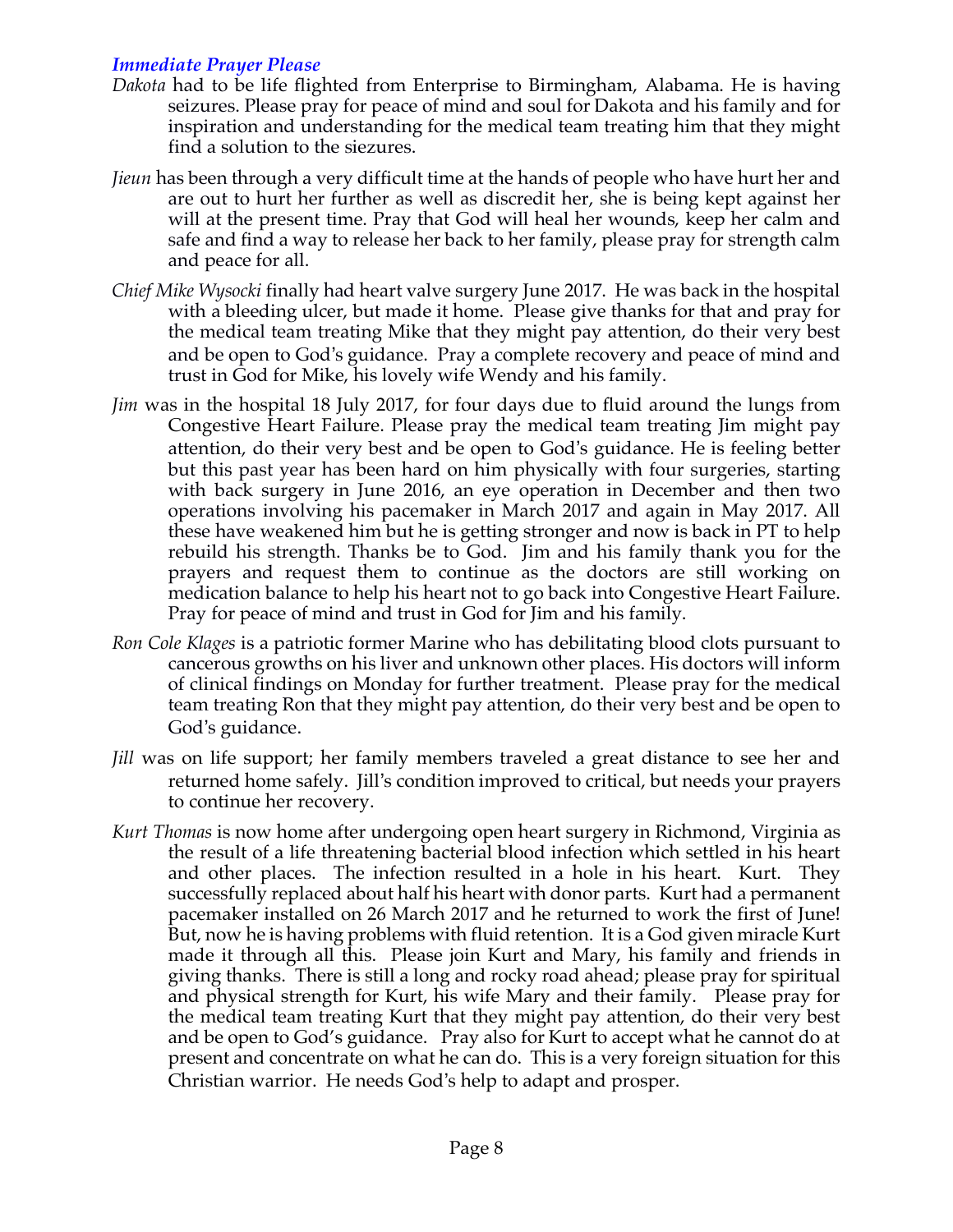### *Immediate Prayer Please*

*Dakota* had to be life flighted from Enterprise to Birmingham, Alabama. He is having seizures. Please pray for peace of mind and soul for Dakota and his family and for inspiration and understanding for the medical team treating him that they might find a solution to the siezures.

*Jieun* has been through a very difficult time at the hands of people who have hurt her and are out to hurt her further as well as discredit her, she is being kept against her will at the present time. Pray that God will heal her wounds, keep her calm and safe and find a way to release her back to her family, please pray for strength calm and peace for all.

*Chief Mike Wysocki* finally had heart valve surgery June 2017. He was back in the hospital with a bleeding ulcer, but made it home. Please give thanks for that and pray for the medical team treating Mike that they might pay attention, do their very best and be open to God's guidance. Pray a complete recovery and peace of mind and trust in God for Mike, his lovely wife Wendy and his family.

*Jim* was in the hospital 18 July 2017, for four days due to fluid around the lungs from Congestive Heart Failure. Please pray the medical team treating Jim might pay attention, do their very best and be open to God's guidance. He is feeling better but this past year has been hard on him physically with four surgeries, starting with back surgery in June 2016, an eye operation in December and then two operations involving his pacemaker in March 2017 and again in May 2017. All these have weakened him but he is getting stronger and now is back in PT to help rebuild his strength. Thanks be to God. Jim and his family thank you for the prayers and request them to continue as the doctors are still working on medication balance to help his heart not to go back into Congestive Heart Failure. Pray for peace of mind and trust in God for Jim and his family.

*Ron Cole Klages* is a patriotic former Marine who has debilitating blood clots pursuant to cancerous growths on his liver and unknown other places. His doctors will inform of clinical findings on Monday for further treatment. Please pray for the medical team treating Ron that they might pay attention, do their very best and be open to God's guidance.

*Jill* was on life support; her family members traveled a great distance to see her and returned home safely. Jill's condition improved to critical, but needs your prayers to continue her recovery.

*Kurt Thomas* is now home after undergoing open heart surgery in Richmond, Virginia as the result of a life threatening bacterial blood infection which settled in his heart and other places. The infection resulted in a hole in his heart. Kurt. They successfully replaced about half his heart with donor parts. Kurt had a permanent pacemaker installed on 26 March 2017 and he returned to work the first of June! But, now he is having problems with fluid retention. It is a God given miracle Kurt made it through all this. Please join Kurt and Mary, his family and friends in giving thanks. There is still a long and rocky road ahead; please pray for spiritual and physical strength for Kurt, his wife Mary and their family. Please pray for the medical team treating Kurt that they might pay attention, do their very best and be open to God's guidance. Pray also for Kurt to accept what he cannot do at present and concentrate on what he can do. This is a very foreign situation for this Christian warrior. He needs God's help to adapt and prosper.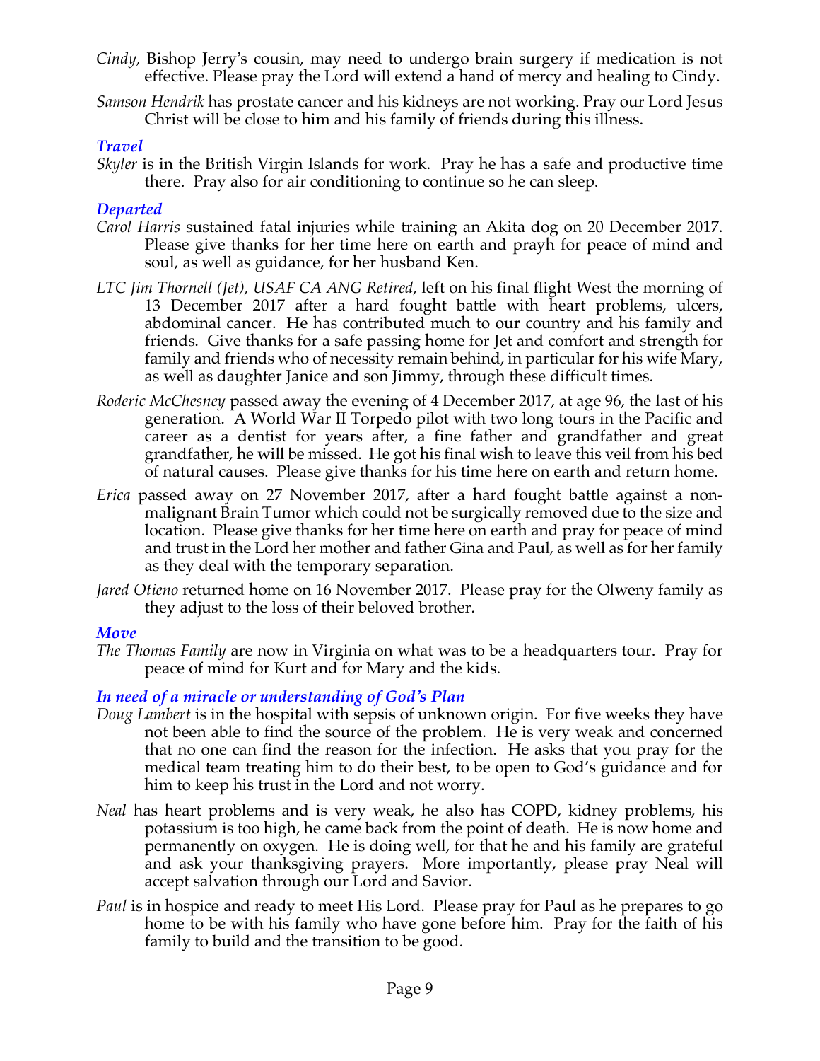*Cindy,* Bishop Jerry's cousin, may need to undergo brain surgery if medication is not effective. Please pray the Lord will extend a hand of mercy and healing to Cindy.

*Samson Hendrik* has prostate cancer and his kidneys are not working. Pray our Lord Jesus Christ will be close to him and his family of friends during this illness.

### *Travel*

*Skyler* is in the British Virgin Islands for work. Pray he has a safe and productive time there. Pray also for air conditioning to continue so he can sleep.

### *Departed*

*Carol Harris* sustained fatal injuries while training an Akita dog on 20 December 2017. Please give thanks for her time here on earth and prayh for peace of mind and soul, as well as guidance, for her husband Ken.

*LTC Jim Thornell (Jet), USAF CA ANG Retired,* left on his final flight West the morning of 13 December 2017 after a hard fought battle with heart problems, ulcers, abdominal cancer. He has contributed much to our country and his family and friends. Give thanks for a safe passing home for Jet and comfort and strength for family and friends who of necessity remain behind, in particular for his wife Mary, as well as daughter Janice and son Jimmy, through these difficult times.

*Roderic McChesney* passed away the evening of 4 December 2017, at age 96, the last of his generation. A World War II Torpedo pilot with two long tours in the Pacific and career as a dentist for years after, a fine father and grandfather and great grandfather, he will be missed. He got his final wish to leave this veil from his bed of natural causes. Please give thanks for his time here on earth and return home.

*Erica* passed away on 27 November 2017, after a hard fought battle against a non-malignant Brain Tumor which could not be surgically removed due to the size and location. Please give thanks for her time here on earth and pray for peace of mind and trust in the Lord her mother and father Gina and Paul, as well as for her family as they deal with the temporary separation.

*Jared Otieno* returned home on 16 November 2017. Please pray for the Olweny family as they adjust to the loss of their beloved brother.

### *Move*

*The Thomas Family* are now in Virginia on what was to be a headquarters tour. Pray for peace of mind for Kurt and for Mary and the kids.

### *In need of a miracle or understanding of God's Plan*

*Doug Lambert* is in the hospital with sepsis of unknown origin. For five weeks they have not been able to find the source of the problem. He is very weak and concerned that no one can find the reason for the infection. He asks that you pray for the medical team treating him to do their best, to be open to God's guidance and for him to keep his trust in the Lord and not worry.

*Neal* has heart problems and is very weak, he also has COPD, kidney problems, his potassium is too high, he came back from the point of death. He is now home and permanently on oxygen. He is doing well, for that he and his family are grateful and ask your thanksgiving prayers. More importantly, please pray Neal will accept salvation through our Lord and Savior.

*Paul* is in hospice and ready to meet His Lord. Please pray for Paul as he prepares to go home to be with his family who have gone before him. Pray for the faith of his family to build and the transition to be good.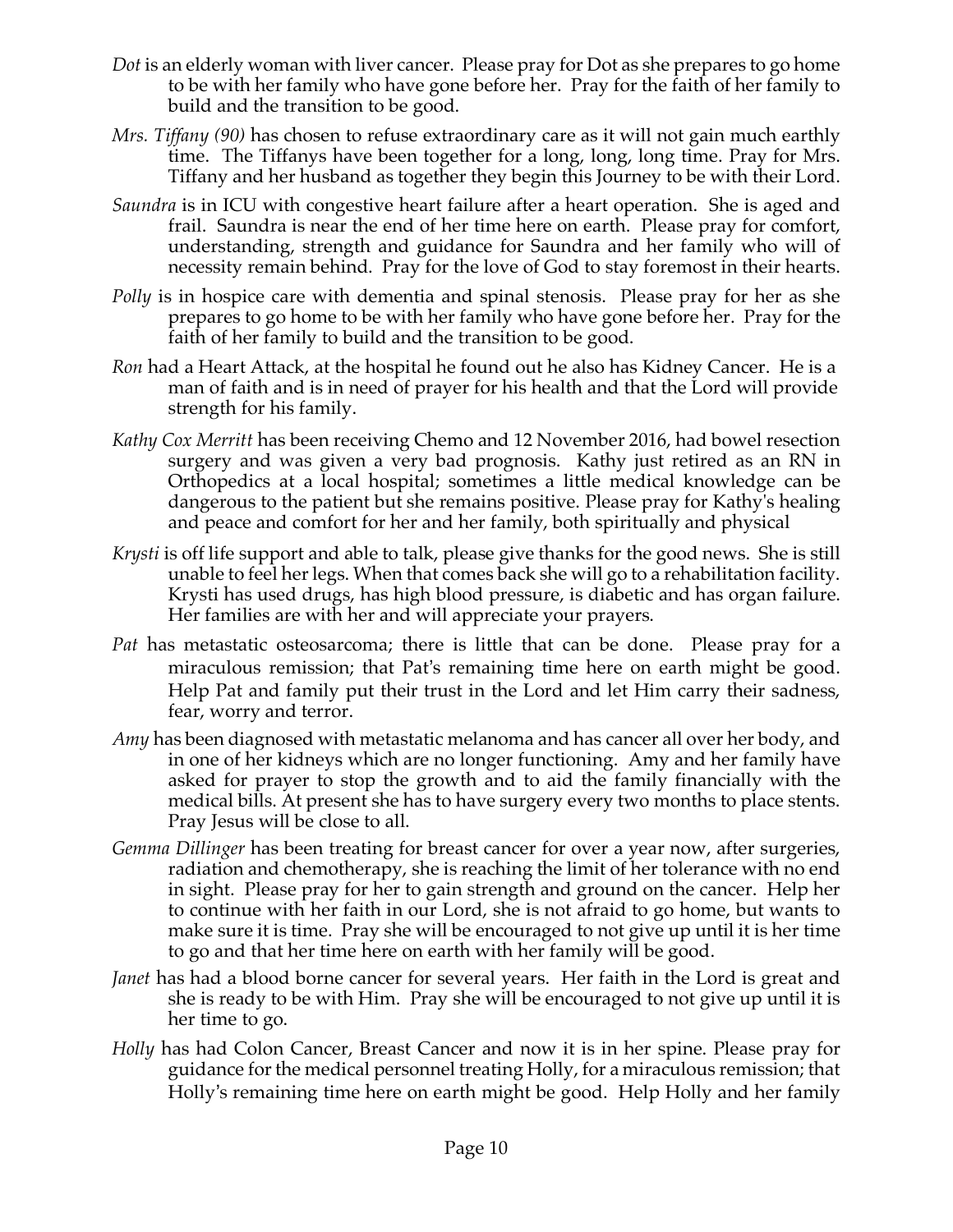*Dot* is an elderly woman with liver cancer. Please pray for Dot as she prepares to go home to be with her family who have gone before her. Pray for the faith of her family to build and the transition to be good.

*Mrs. Tiffany (90)* has chosen to refuse extraordinary care as it will not gain much earthly time. The Tiffanys have been together for a long, long, long time. Pray for Mrs. Tiffany and her husband as together they begin this Journey to be with their Lord.

*Saundra* is in ICU with congestive heart failure after a heart operation. She is aged and frail. Saundra is near the end of her time here on earth. Please pray for comfort, understanding, strength and guidance for Saundra and her family who will of necessity remain behind. Pray for the love of God to stay foremost in their hearts.

*Polly* is in hospice care with dementia and spinal stenosis. Please pray for her as she prepares to go home to be with her family who have gone before her. Pray for the faith of her family to build and the transition to be good.

*Ron* had a Heart Attack, at the hospital he found out he also has Kidney Cancer. He is a man of faith and is in need of prayer for his health and that the Lord will provide strength for his family.

*Kathy Cox Merritt* has been receiving Chemo and 12 November 2016, had bowel resection surgery and was given a very bad prognosis. Kathy just retired as an RN in Orthopedics at a local hospital; sometimes a little medical knowledge can be dangerous to the patient but she remains positive. Please pray for Kathy's healing and peace and comfort for her and her family, both spiritually and physical

*Krysti* is off life support and able to talk, please give thanks for the good news. She is still unable to feel her legs. When that comes back she will go to a rehabilitation facility. Krysti has used drugs, has high blood pressure, is diabetic and has organ failure. Her families are with her and will appreciate your prayers.

*Pat* has metastatic osteosarcoma; there is little that can be done. Please pray for a miraculous remission; that Pat's remaining time here on earth might be good. Help Pat and family put their trust in the Lord and let Him carry their sadness, fear, worry and terror.

*Amy* has been diagnosed with metastatic melanoma and has cancer all over her body, and in one of her kidneys which are no longer functioning. Amy and her family have asked for prayer to stop the growth and to aid the family financially with the medical bills. At present she has to have surgery every two months to place stents. Pray Jesus will be close to all.

*Gemma Dillinger* has been treating for breast cancer for over a year now, after surgeries, radiation and chemotherapy, she is reaching the limit of her tolerance with no end in sight. Please pray for her to gain strength and ground on the cancer. Help her to continue with her faith in our Lord, she is not afraid to go home, but wants to make sure it is time. Pray she will be encouraged to not give up until it is her time to go and that her time here on earth with her family will be good.

*Janet* has had a blood borne cancer for several years. Her faith in the Lord is great and she is ready to be with Him. Pray she will be encouraged to not give up until it is her time to go.

*Holly* has had Colon Cancer, Breast Cancer and now it is in her spine. Please pray for guidance for the medical personnel treating Holly, for a miraculous remission; that Holly's remaining time here on earth might be good. Help Holly and her family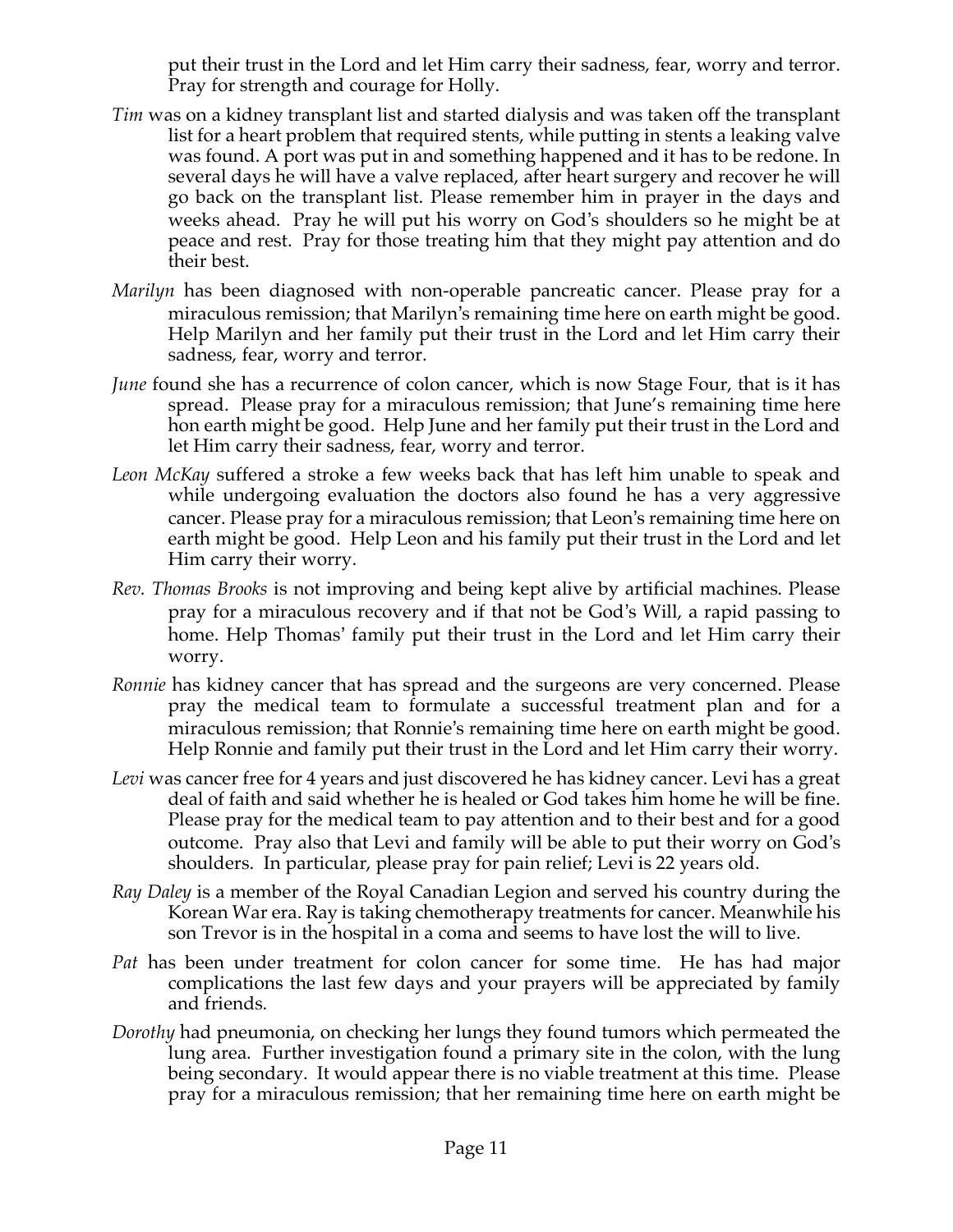put their trust in the Lord and let Him carry their sadness, fear, worry and terror. Pray for strength and courage for Holly.

*Tim* was on a kidney transplant list and started dialysis and was taken off the transplant list for a heart problem that required stents, while putting in stents a leaking valve was found. A port was put in and something happened and it has to be redone. In several days he will have a valve replaced, after heart surgery and recover he will go back on the transplant list. Please remember him in prayer in the days and weeks ahead. Pray he will put his worry on God's shoulders so he might be at peace and rest. Pray for those treating him that they might pay attention and do their best.

*Marilyn* has been diagnosed with non-operable pancreatic cancer. Please pray for a miraculous remission; that Marilyn's remaining time here on earth might be good. Help Marilyn and her family put their trust in the Lord and let Him carry their sadness, fear, worry and terror.

*June* found she has a recurrence of colon cancer, which is now Stage Four, that is it has spread. Please pray for a miraculous remission; that June's remaining time here hon earth might be good. Help June and her family put their trust in the Lord and let Him carry their sadness, fear, worry and terror.

*Leon McKay* suffered a stroke a few weeks back that has left him unable to speak and while undergoing evaluation the doctors also found he has a very aggressive cancer. Please pray for a miraculous remission; that Leon's remaining time here on earth might be good. Help Leon and his family put their trust in the Lord and let Him carry their worry.

*Rev. Thomas Brooks* is not improving and being kept alive by artificial machines. Please pray for a miraculous recovery and if that not be God's Will, a rapid passing to home. Help Thomas' family put their trust in the Lord and let Him carry their worry.

*Ronnie* has kidney cancer that has spread and the surgeons are very concerned. Please pray the medical team to formulate a successful treatment plan and for a miraculous remission; that Ronnie's remaining time here on earth might be good. Help Ronnie and family put their trust in the Lord and let Him carry their worry.

*Levi* was cancer free for 4 years and just discovered he has kidney cancer. Levi has a great deal of faith and said whether he is healed or God takes him home he will be fine. Please pray for the medical team to pay attention and to their best and for a good outcome. Pray also that Levi and family will be able to put their worry on God's shoulders. In particular, please pray for pain relief; Levi is 22 years old.

*Ray Daley* is a member of the Royal Canadian Legion and served his country during the Korean War era. Ray is taking chemotherapy treatments for cancer. Meanwhile his son Trevor is in the hospital in a coma and seems to have lost the will to live.

*Pat* has been under treatment for colon cancer for some time. He has had major complications the last few days and your prayers will be appreciated by family and friends.

*Dorothy* had pneumonia, on checking her lungs they found tumors which permeated the lung area. Further investigation found a primary site in the colon, with the lung being secondary. It would appear there is no viable treatment at this time. Please pray for a miraculous remission; that her remaining time here on earth might be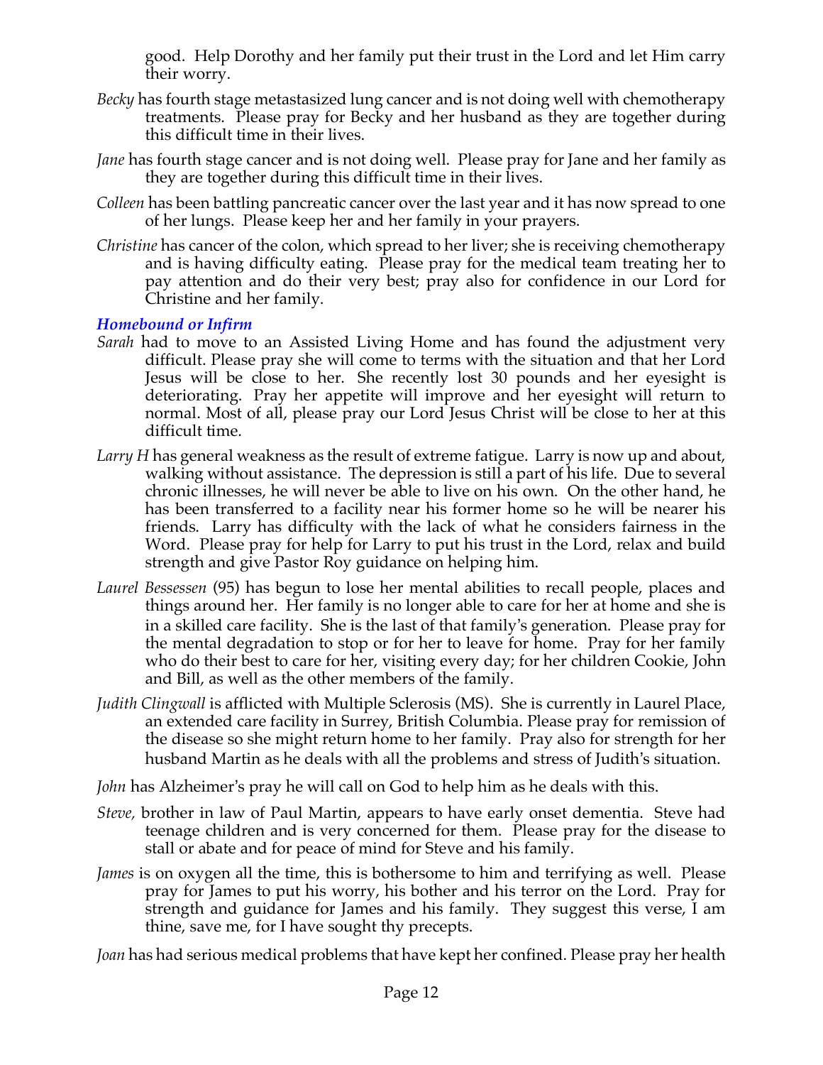good. Help Dorothy and her family put their trust in the Lord and let Him carry their worry.

*Becky* has fourth stage metastasized lung cancer and is not doing well with chemotherapy treatments. Please pray for Becky and her husband as they are together during this difficult time in their lives.

*Jane* has fourth stage cancer and is not doing well. Please pray for Jane and her family as they are together during this difficult time in their lives.

*Colleen* has been battling pancreatic cancer over the last year and it has now spread to one of her lungs. Please keep her and her family in your prayers.

*Christine* has cancer of the colon, which spread to her liver; she is receiving chemotherapy and is having difficulty eating. Please pray for the medical team treating her to pay attention and do their very best; pray also for confidence in our Lord for Christine and her family.

### *Homebound or Infirm*

*Sarah* had to move to an Assisted Living Home and has found the adjustment very difficult. Please pray she will come to terms with the situation and that her Lord Jesus will be close to her. She recently lost 30 pounds and her eyesight is deteriorating. Pray her appetite will improve and her eyesight will return to normal. Most of all, please pray our Lord Jesus Christ will be close to her at this difficult time.

*Larry H* has general weakness as the result of extreme fatigue. Larry is now up and about, walking without assistance. The depression is still a part of his life. Due to several chronic illnesses, he will never be able to live on his own. On the other hand, he has been transferred to a facility near his former home so he will be nearer his friends. Larry has difficulty with the lack of what he considers fairness in the Word. Please pray for help for Larry to put his trust in the Lord, relax and build strength and give Pastor Roy guidance on helping him.

*Laurel Bessessen* (95) has begun to lose her mental abilities to recall people, places and things around her. Her family is no longer able to care for her at home and she is in a skilled care facility. She is the last of that family's generation. Please pray for the mental degradation to stop or for her to leave for home. Pray for her family who do their best to care for her, visiting every day; for her children Cookie, John and Bill, as well as the other members of the family.

*Judith Clingwall* is afflicted with Multiple Sclerosis (MS). She is currently in Laurel Place, an extended care facility in Surrey, British Columbia. Please pray for remission of the disease so she might return home to her family. Pray also for strength for her husband Martin as he deals with all the problems and stress of Judith's situation.

*John* has Alzheimer's pray he will call on God to help him as he deals with this.

*Steve,* brother in law of Paul Martin, appears to have early onset dementia. Steve had teenage children and is very concerned for them. Please pray for the disease to stall or abate and for peace of mind for Steve and his family.

*James* is on oxygen all the time, this is bothersome to him and terrifying as well. Please pray for James to put his worry, his bother and his terror on the Lord. Pray for strength and guidance for James and his family. They suggest this verse, I am thine, save me, for I have sought thy precepts.

*Joan* has had serious medical problems that have kept her confined. Please pray her health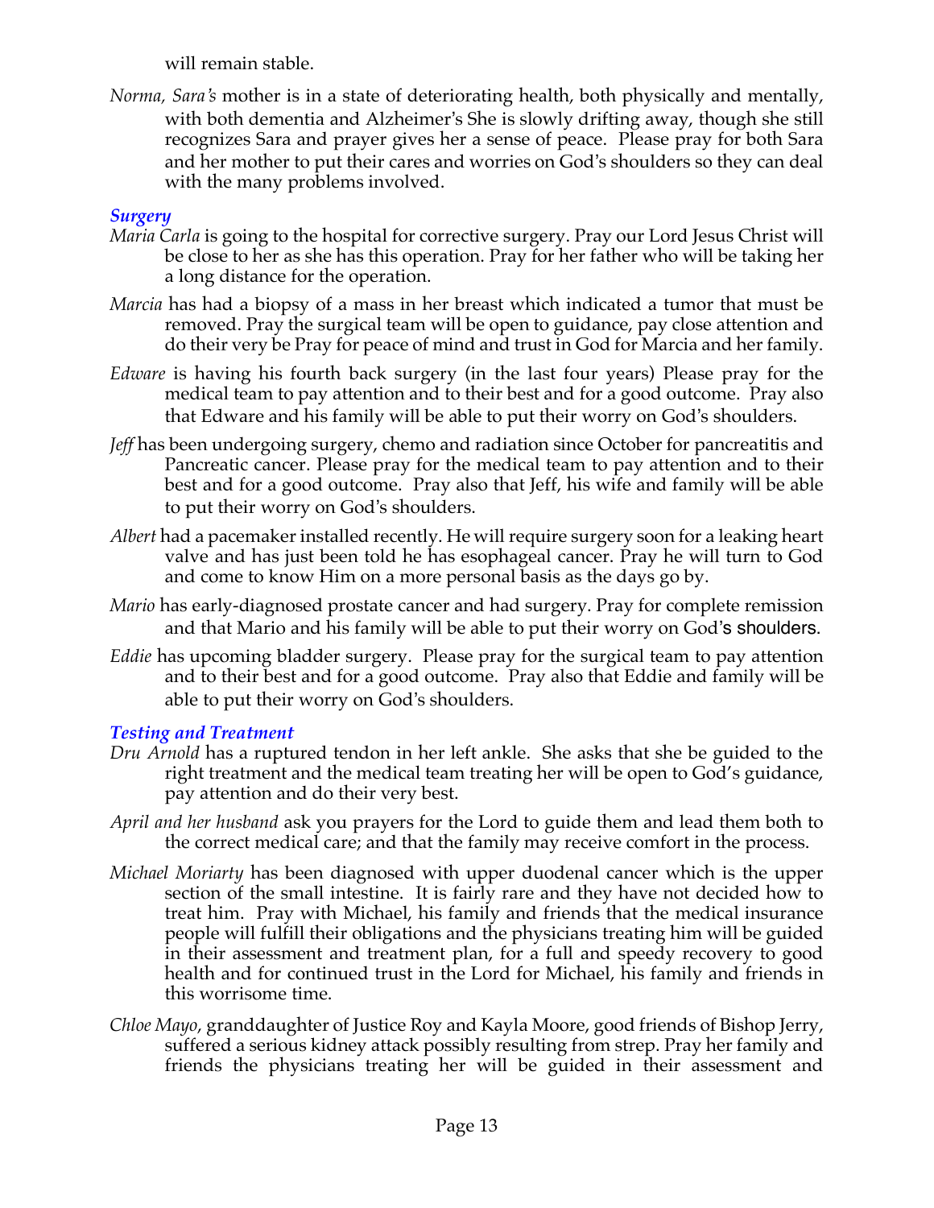will remain stable.

*Norma, Sara's* mother is in a state of deteriorating health, both physically and mentally, with both dementia and Alzheimer's She is slowly drifting away, though she still recognizes Sara and prayer gives her a sense of peace. Please pray for both Sara and her mother to put their cares and worries on God's shoulders so they can deal with the many problems involved.

### *Surgery*

*Maria Carla* is going to the hospital for corrective surgery. Pray our Lord Jesus Christ will be close to her as she has this operation. Pray for her father who will be taking her a long distance for the operation.

*Marcia* has had a biopsy of a mass in her breast which indicated a tumor that must be removed. Pray the surgical team will be open to guidance, pay close attention and do their very be Pray for peace of mind and trust in God for Marcia and her family.

*Edware* is having his fourth back surgery (in the last four years) Please pray for the medical team to pay attention and to their best and for a good outcome. Pray also that Edware and his family will be able to put their worry on God's shoulders.

*Jeff* has been undergoing surgery, chemo and radiation since October for pancreatitis and Pancreatic cancer. Please pray for the medical team to pay attention and to their best and for a good outcome. Pray also that Jeff, his wife and family will be able to put their worry on God's shoulders.

*Albert* had a pacemaker installed recently. He will require surgery soon for a leaking heart valve and has just been told he has esophageal cancer. Pray he will turn to God and come to know Him on a more personal basis as the days go by.

*Mario* has early-diagnosed prostate cancer and had surgery. Pray for complete remission and that Mario and his family will be able to put their worry on God's shoulders.

*Eddie* has upcoming bladder surgery. Please pray for the surgical team to pay attention and to their best and for a good outcome. Pray also that Eddie and family will be able to put their worry on God's shoulders.

### *Testing and Treatment*

*Dru Arnold* has a ruptured tendon in her left ankle. She asks that she be guided to the right treatment and the medical team treating her will be open to God's guidance, pay attention and do their very best.

*April and her husband* ask you prayers for the Lord to guide them and lead them both to the correct medical care; and that the family may receive comfort in the process.

*Michael Moriarty* has been diagnosed with upper duodenal cancer which is the upper section of the small intestine. It is fairly rare and they have not decided how to treat him. Pray with Michael, his family and friends that the medical insurance people will fulfill their obligations and the physicians treating him will be guided in their assessment and treatment plan, for a full and speedy recovery to good health and for continued trust in the Lord for Michael, his family and friends in this worrisome time.

*Chloe Mayo*, granddaughter of Justice Roy and Kayla Moore, good friends of Bishop Jerry, suffered a serious kidney attack possibly resulting from strep. Pray her family and friends the physicians treating her will be guided in their assessment and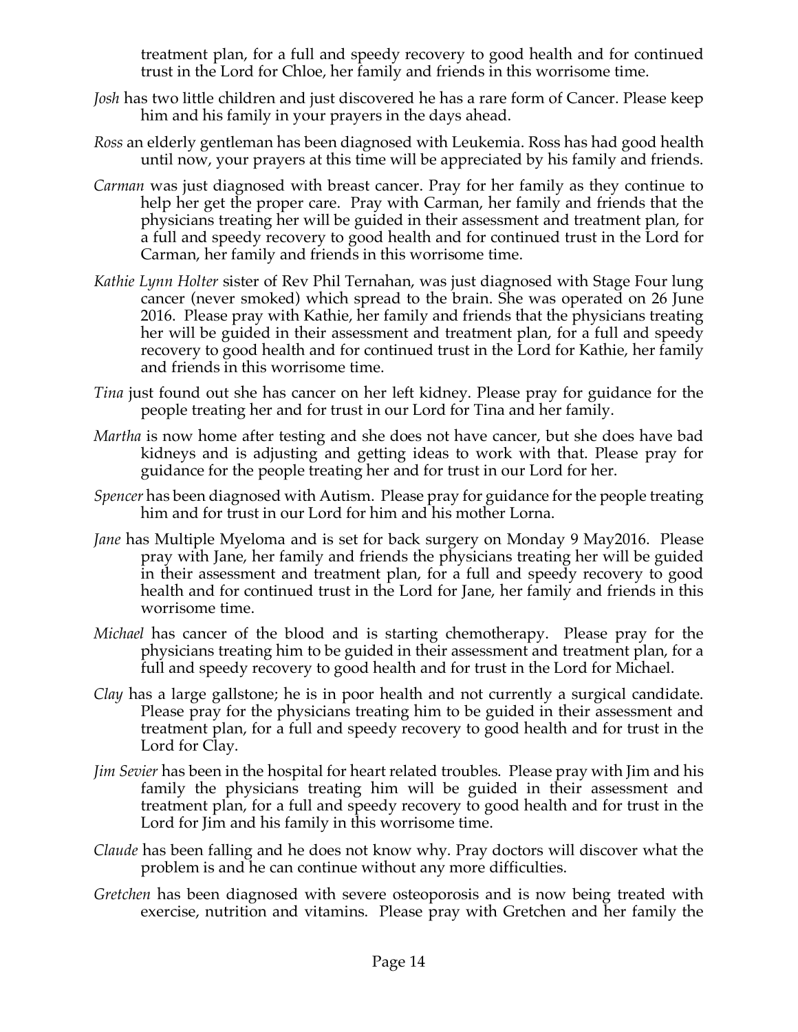treatment plan, for a full and speedy recovery to good health and for continued trust in the Lord for Chloe, her family and friends in this worrisome time.

*Josh* has two little children and just discovered he has a rare form of Cancer. Please keep him and his family in your prayers in the days ahead.

*Ross* an elderly gentleman has been diagnosed with Leukemia. Ross has had good health until now, your prayers at this time will be appreciated by his family and friends.

*Carman* was just diagnosed with breast cancer. Pray for her family as they continue to help her get the proper care. Pray with Carman, her family and friends that the physicians treating her will be guided in their assessment and treatment plan, for a full and speedy recovery to good health and for continued trust in the Lord for Carman, her family and friends in this worrisome time.

*Kathie Lynn Holter* sister of Rev Phil Ternahan, was just diagnosed with Stage Four lung cancer (never smoked) which spread to the brain. She was operated on 26 June 2016. Please pray with Kathie, her family and friends that the physicians treating her will be guided in their assessment and treatment plan, for a full and speedy recovery to good health and for continued trust in the Lord for Kathie, her family and friends in this worrisome time.

*Tina* just found out she has cancer on her left kidney. Please pray for guidance for the people treating her and for trust in our Lord for Tina and her family.

*Martha* is now home after testing and she does not have cancer, but she does have bad kidneys and is adjusting and getting ideas to work with that. Please pray for guidance for the people treating her and for trust in our Lord for her.

*Spencer* has been diagnosed with Autism. Please pray for guidance for the people treating him and for trust in our Lord for him and his mother Lorna.

*Jane* has Multiple Myeloma and is set for back surgery on Monday 9 May2016. Please pray with Jane, her family and friends the physicians treating her will be guided in their assessment and treatment plan, for a full and speedy recovery to good health and for continued trust in the Lord for Jane, her family and friends in this worrisome time.

*Michael* has cancer of the blood and is starting chemotherapy. Please pray for the physicians treating him to be guided in their assessment and treatment plan, for a full and speedy recovery to good health and for trust in the Lord for Michael.

*Clay* has a large gallstone; he is in poor health and not currently a surgical candidate. Please pray for the physicians treating him to be guided in their assessment and treatment plan, for a full and speedy recovery to good health and for trust in the Lord for Clay.

*Jim Sevier* has been in the hospital for heart related troubles. Please pray with Jim and his family the physicians treating him will be guided in their assessment and treatment plan, for a full and speedy recovery to good health and for trust in the Lord for Jim and his family in this worrisome time.

*Claude* has been falling and he does not know why. Pray doctors will discover what the problem is and he can continue without any more difficulties.

*Gretchen* has been diagnosed with severe osteoporosis and is now being treated with exercise, nutrition and vitamins. Please pray with Gretchen and her family the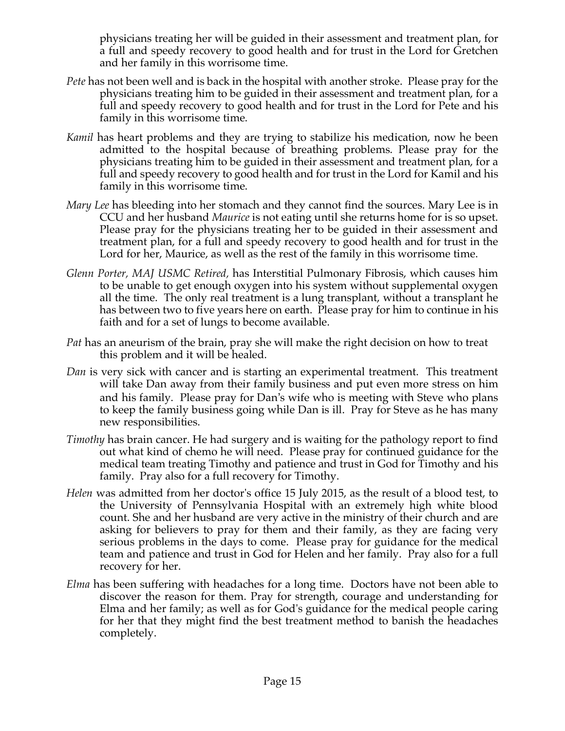physicians treating her will be guided in their assessment and treatment plan, for a full and speedy recovery to good health and for trust in the Lord for Gretchen and her family in this worrisome time.

*Pete* has not been well and is back in the hospital with another stroke. Please pray for the physicians treating him to be guided in their assessment and treatment plan, for a full and speedy recovery to good health and for trust in the Lord for Pete and his family in this worrisome time.

*Kamil* has heart problems and they are trying to stabilize his medication, now he been admitted to the hospital because of breathing problems. Please pray for the physicians treating him to be guided in their assessment and treatment plan, for a full and speedy recovery to good health and for trust in the Lord for Kamil and his family in this worrisome time.

*Mary Lee* has bleeding into her stomach and they cannot find the sources. Mary Lee is in CCU and her husband *Maurice* is not eating until she returns home for is so upset. Please pray for the physicians treating her to be guided in their assessment and treatment plan, for a full and speedy recovery to good health and for trust in the Lord for her, Maurice, as well as the rest of the family in this worrisome time.

*Glenn Porter, MAJ USMC Retired,* has Interstitial Pulmonary Fibrosis, which causes him to be unable to get enough oxygen into his system without supplemental oxygen all the time. The only real treatment is a lung transplant, without a transplant he has between two to five years here on earth. Please pray for him to continue in his faith and for a set of lungs to become available.

*Pat* has an aneurism of the brain, pray she will make the right decision on how to treat this problem and it will be healed.

*Dan* is very sick with cancer and is starting an experimental treatment. This treatment will take Dan away from their family business and put even more stress on him and his family. Please pray for Dan's wife who is meeting with Steve who plans to keep the family business going while Dan is ill. Pray for Steve as he has many new responsibilities.

*Timothy* has brain cancer. He had surgery and is waiting for the pathology report to find out what kind of chemo he will need. Please pray for continued guidance for the medical team treating Timothy and patience and trust in God for Timothy and his family. Pray also for a full recovery for Timothy.

*Helen* was admitted from her doctor's office 15 July 2015, as the result of a blood test, to the University of Pennsylvania Hospital with an extremely high white blood count. She and her husband are very active in the ministry of their church and are asking for believers to pray for them and their family, as they are facing very serious problems in the days to come. Please pray for guidance for the medical team and patience and trust in God for Helen and her family. Pray also for a full recovery for her.

*Elma* has been suffering with headaches for a long time. Doctors have not been able to discover the reason for them. Pray for strength, courage and understanding for Elma and her family; as well as for God's guidance for the medical people caring for her that they might find the best treatment method to banish the headaches completely.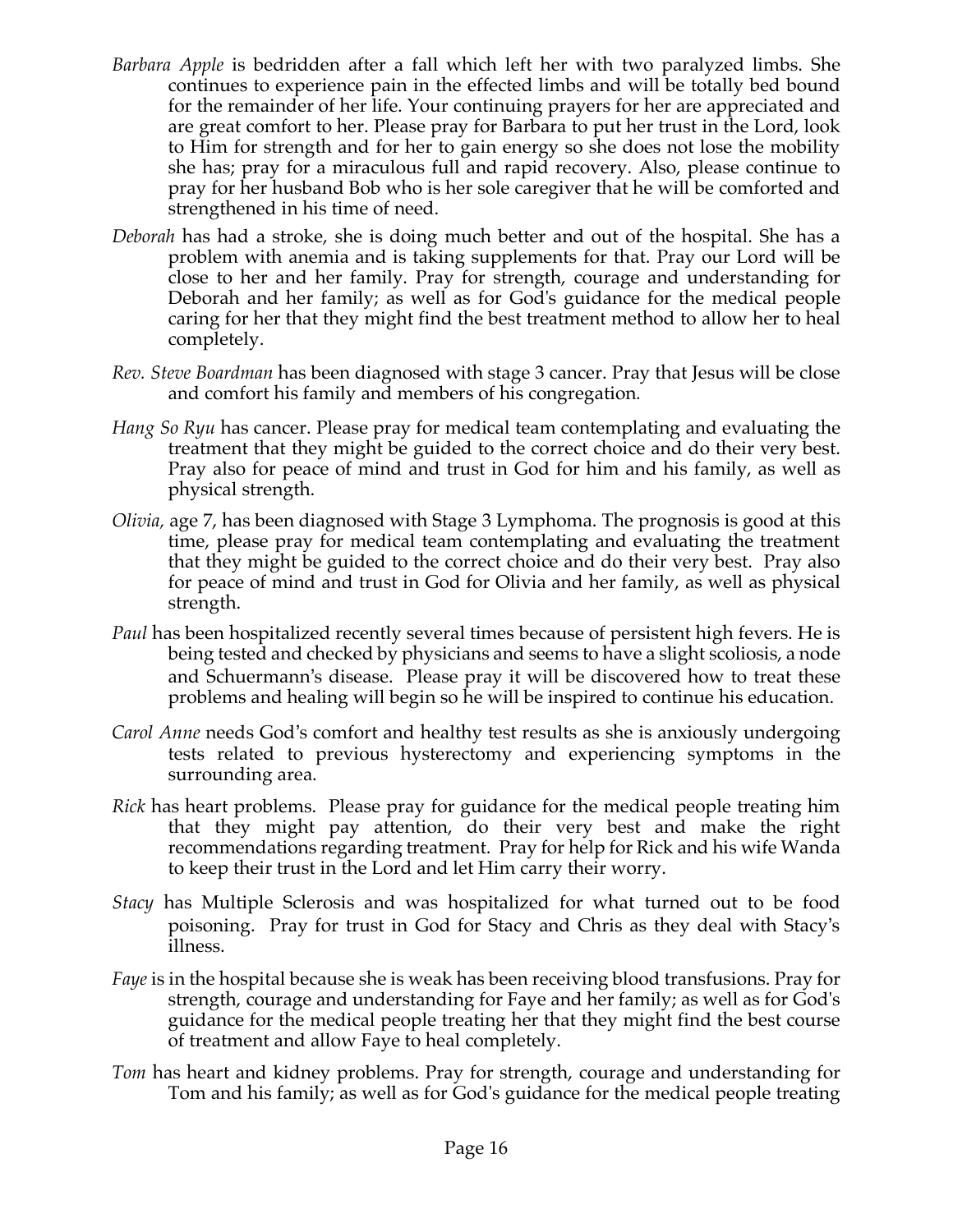*Barbara Apple* is bedridden after a fall which left her with two paralyzed limbs. She continues to experience pain in the effected limbs and will be totally bed bound for the remainder of her life. Your continuing prayers for her are appreciated and are great comfort to her. Please pray for Barbara to put her trust in the Lord, look to Him for strength and for her to gain energy so she does not lose the mobility she has; pray for a miraculous full and rapid recovery. Also, please continue to pray for her husband Bob who is her sole caregiver that he will be comforted and strengthened in his time of need.

*Deborah* has had a stroke, she is doing much better and out of the hospital. She has a problem with anemia and is taking supplements for that. Pray our Lord will be close to her and her family. Pray for strength, courage and understanding for Deborah and her family; as well as for God's guidance for the medical people caring for her that they might find the best treatment method to allow her to heal completely.

*Rev. Steve Boardman* has been diagnosed with stage 3 cancer. Pray that Jesus will be close and comfort his family and members of his congregation.

*Hang So Ryu* has cancer. Please pray for medical team contemplating and evaluating the treatment that they might be guided to the correct choice and do their very best. Pray also for peace of mind and trust in God for him and his family, as well as physical strength.

*Olivia,* age 7, has been diagnosed with Stage 3 Lymphoma. The prognosis is good at this time, please pray for medical team contemplating and evaluating the treatment that they might be guided to the correct choice and do their very best. Pray also for peace of mind and trust in God for Olivia and her family, as well as physical strength.

*Paul* has been hospitalized recently several times because of persistent high fevers. He is being tested and checked by physicians and seems to have a slight scoliosis, a node and Schuermann's disease. Please pray it will be discovered how to treat these problems and healing will begin so he will be inspired to continue his education.

*Carol Anne* needs God's comfort and healthy test results as she is anxiously undergoing tests related to previous hysterectomy and experiencing symptoms in the surrounding area.

*Rick* has heart problems. Please pray for guidance for the medical people treating him that they might pay attention, do their very best and make the right recommendations regarding treatment. Pray for help for Rick and his wife Wanda to keep their trust in the Lord and let Him carry their worry.

*Stacy* has Multiple Sclerosis and was hospitalized for what turned out to be food poisoning. Pray for trust in God for Stacy and Chris as they deal with Stacy's illness.

*Faye* is in the hospital because she is weak has been receiving blood transfusions. Pray for strength, courage and understanding for Faye and her family; as well as for God's guidance for the medical people treating her that they might find the best course of treatment and allow Faye to heal completely.

*Tom* has heart and kidney problems. Pray for strength, courage and understanding for Tom and his family; as well as for God's guidance for the medical people treating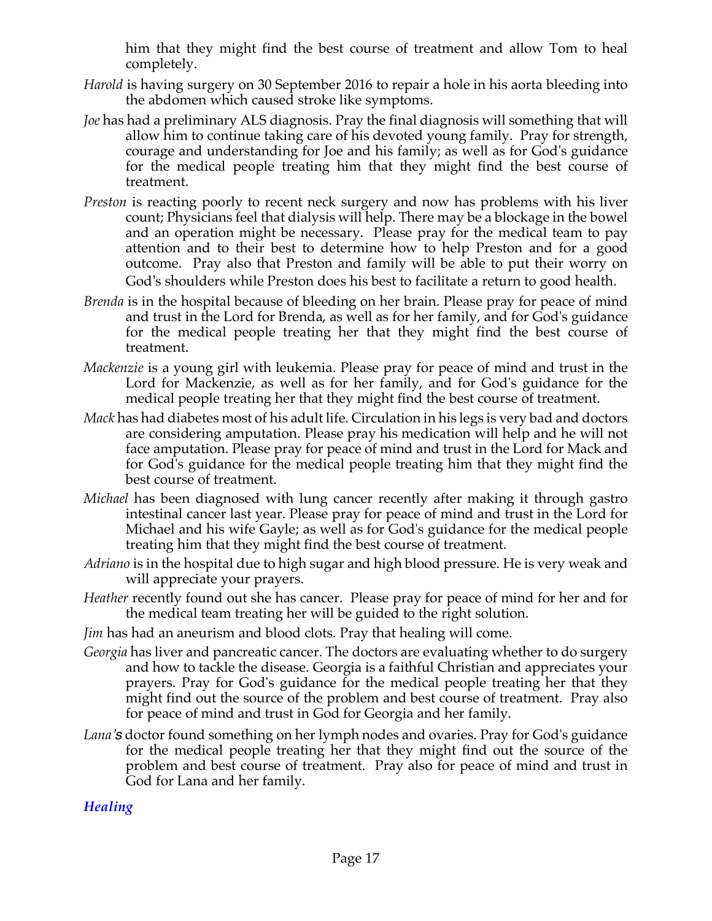him that they might find the best course of treatment and allow Tom to heal completely.

*Harold* is having surgery on 30 September 2016 to repair a hole in his aorta bleeding into the abdomen which caused stroke like symptoms.

*Joe* has had a preliminary ALS diagnosis. Pray the final diagnosis will something that will allow him to continue taking care of his devoted young family. Pray for strength, courage and understanding for Joe and his family; as well as for God's guidance for the medical people treating him that they might find the best course of treatment.

*Preston* is reacting poorly to recent neck surgery and now has problems with his liver count; Physicians feel that dialysis will help. There may be a blockage in the bowel and an operation might be necessary. Please pray for the medical team to pay attention and to their best to determine how to help Preston and for a good outcome. Pray also that Preston and family will be able to put their worry on God's shoulders while Preston does his best to facilitate a return to good health.

*Brenda* is in the hospital because of bleeding on her brain. Please pray for peace of mind and trust in the Lord for Brenda, as well as for her family, and for God's guidance for the medical people treating her that they might find the best course of treatment.

*Mackenzie* is a young girl with leukemia. Please pray for peace of mind and trust in the Lord for Mackenzie, as well as for her family, and for God's guidance for the medical people treating her that they might find the best course of treatment.

*Mack* has had diabetes most of his adult life. Circulation in his legs is very bad and doctors are considering amputation. Please pray his medication will help and he will not face amputation. Please pray for peace of mind and trust in the Lord for Mack and for God's guidance for the medical people treating him that they might find the best course of treatment.

*Michael* has been diagnosed with lung cancer recently after making it through gastro intestinal cancer last year. Please pray for peace of mind and trust in the Lord for Michael and his wife Gayle; as well as for God's guidance for the medical people treating him that they might find the best course of treatment.

*Adriano* is in the hospital due to high sugar and high blood pressure. He is very weak and will appreciate your prayers.

*Heather* recently found out she has cancer. Please pray for peace of mind for her and for the medical team treating her will be guided to the right solution.

*Jim* has had an aneurism and blood clots. Pray that healing will come.

*Georgia* has liver and pancreatic cancer. The doctors are evaluating whether to do surgery and how to tackle the disease. Georgia is a faithful Christian and appreciates your prayers. Pray for God's guidance for the medical people treating her that they might find out the source of the problem and best course of treatment. Pray also for peace of mind and trust in God for Georgia and her family.

*Lana's* doctor found something on her lymph nodes and ovaries. Pray for God's guidance for the medical people treating her that they might find out the source of the problem and best course of treatment. Pray also for peace of mind and trust in God for Lana and her family.

### *Healing*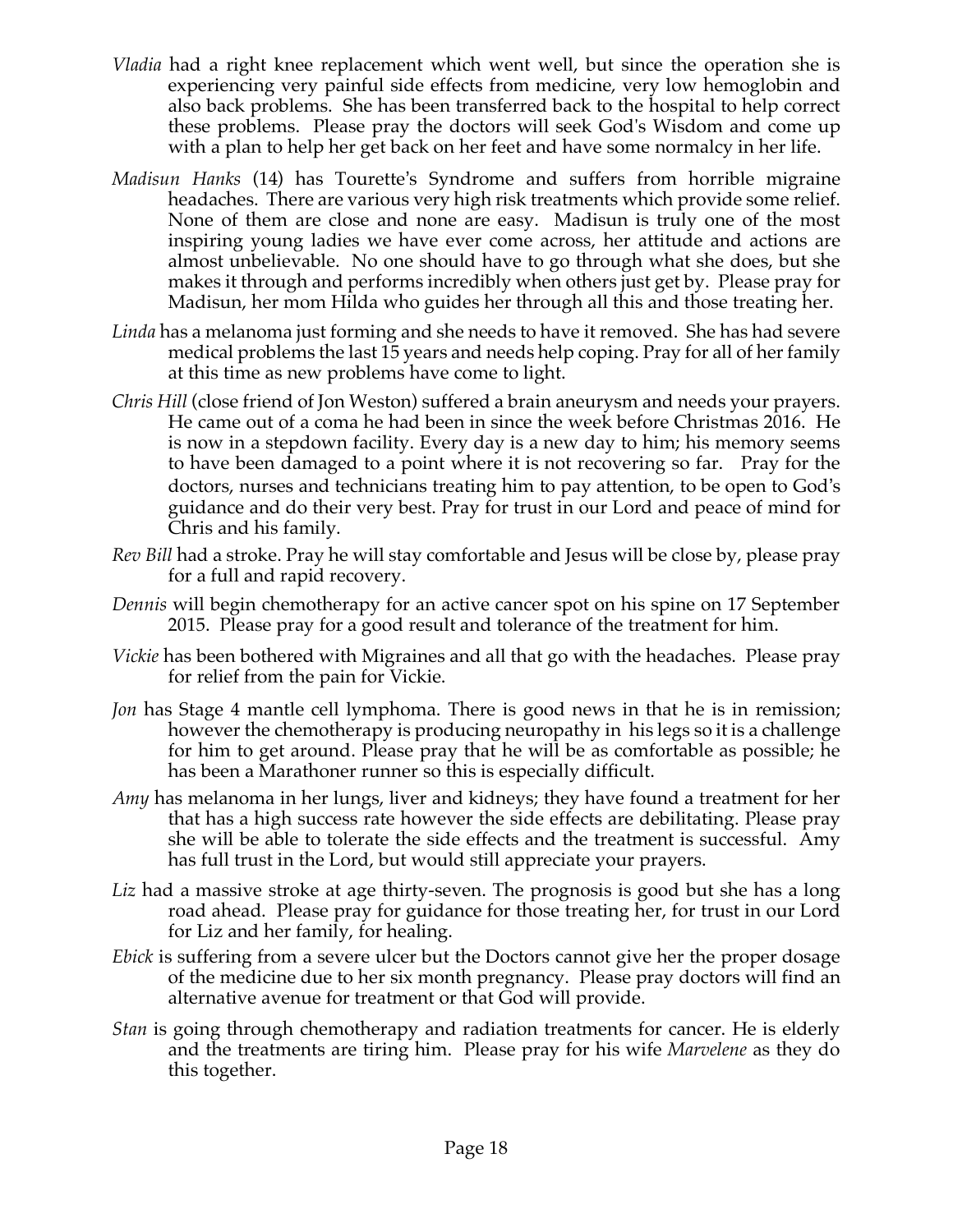*Vladia* had a right knee replacement which went well, but since the operation she is experiencing very painful side effects from medicine, very low hemoglobin and also back problems. She has been transferred back to the hospital to help correct these problems. Please pray the doctors will seek God's Wisdom and come up with a plan to help her get back on her feet and have some normalcy in her life.

*Madisun Hanks* (14) has Tourette's Syndrome and suffers from horrible migraine headaches. There are various very high risk treatments which provide some relief. None of them are close and none are easy. Madisun is truly one of the most inspiring young ladies we have ever come across, her attitude and actions are almost unbelievable. No one should have to go through what she does, but she makes it through and performs incredibly when others just get by. Please pray for Madisun, her mom Hilda who guides her through all this and those treating her.

*Linda* has a melanoma just forming and she needs to have it removed. She has had severe medical problems the last 15 years and needs help coping. Pray for all of her family at this time as new problems have come to light.

*Chris Hill* (close friend of Jon Weston) suffered a brain aneurysm and needs your prayers. He came out of a coma he had been in since the week before Christmas 2016. He is now in a stepdown facility. Every day is a new day to him; his memory seems to have been damaged to a point where it is not recovering so far. Pray for the doctors, nurses and technicians treating him to pay attention, to be open to God's guidance and do their very best. Pray for trust in our Lord and peace of mind for Chris and his family.

*Rev Bill* had a stroke. Pray he will stay comfortable and Jesus will be close by, please pray for a full and rapid recovery.

*Dennis* will begin chemotherapy for an active cancer spot on his spine on 17 September 2015. Please pray for a good result and tolerance of the treatment for him.

*Vickie* has been bothered with Migraines and all that go with the headaches. Please pray for relief from the pain for Vickie.

*Jon* has Stage 4 mantle cell lymphoma. There is good news in that he is in remission; however the chemotherapy is producing neuropathy in his legs so it is a challenge for him to get around. Please pray that he will be as comfortable as possible; he has been a Marathoner runner so this is especially difficult.

*Amy* has melanoma in her lungs, liver and kidneys; they have found a treatment for her that has a high success rate however the side effects are debilitating. Please pray she will be able to tolerate the side effects and the treatment is successful. Amy has full trust in the Lord, but would still appreciate your prayers.

*Liz* had a massive stroke at age thirty-seven. The prognosis is good but she has a long road ahead. Please pray for guidance for those treating her, for trust in our Lord for Liz and her family, for healing.

*Ebick* is suffering from a severe ulcer but the Doctors cannot give her the proper dosage of the medicine due to her six month pregnancy. Please pray doctors will find an alternative avenue for treatment or that God will provide.

*Stan* is going through chemotherapy and radiation treatments for cancer. He is elderly and the treatments are tiring him. Please pray for his wife *Marvelene* as they do this together.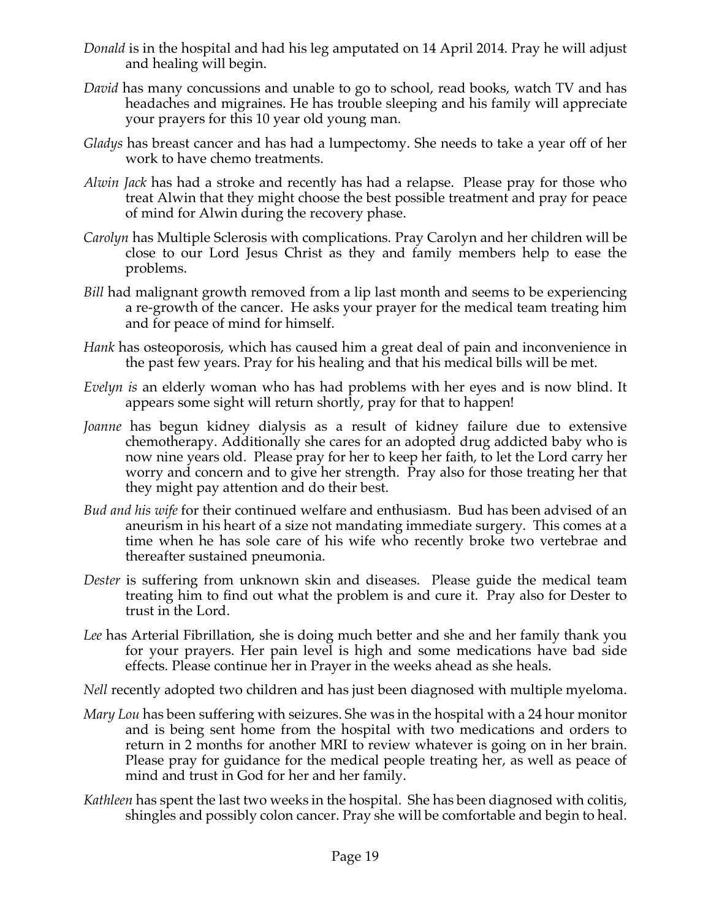*Donald* is in the hospital and had his leg amputated on 14 April 2014. Pray he will adjust and healing will begin.

*David* has many concussions and unable to go to school, read books, watch TV and has headaches and migraines. He has trouble sleeping and his family will appreciate your prayers for this 10 year old young man.

*Gladys* has breast cancer and has had a lumpectomy. She needs to take a year off of her work to have chemo treatments.

*Alwin Jack* has had a stroke and recently has had a relapse. Please pray for those who treat Alwin that they might choose the best possible treatment and pray for peace of mind for Alwin during the recovery phase.

*Carolyn* has Multiple Sclerosis with complications. Pray Carolyn and her children will be close to our Lord Jesus Christ as they and family members help to ease the problems.

*Bill* had malignant growth removed from a lip last month and seems to be experiencing a re-growth of the cancer. He asks your prayer for the medical team treating him and for peace of mind for himself.

*Hank* has osteoporosis, which has caused him a great deal of pain and inconvenience in the past few years. Pray for his healing and that his medical bills will be met.

*Evelyn is* an elderly woman who has had problems with her eyes and is now blind. It appears some sight will return shortly, pray for that to happen!

*Joanne* has begun kidney dialysis as a result of kidney failure due to extensive chemotherapy. Additionally she cares for an adopted drug addicted baby who is now nine years old. Please pray for her to keep her faith, to let the Lord carry her worry and concern and to give her strength. Pray also for those treating her that they might pay attention and do their best.

*Bud and his wife* for their continued welfare and enthusiasm. Bud has been advised of an aneurism in his heart of a size not mandating immediate surgery. This comes at a time when he has sole care of his wife who recently broke two vertebrae and thereafter sustained pneumonia.

*Dester* is suffering from unknown skin and diseases. Please guide the medical team treating him to find out what the problem is and cure it. Pray also for Dester to trust in the Lord.

*Lee* has Arterial Fibrillation, she is doing much better and she and her family thank you for your prayers. Her pain level is high and some medications have bad side effects. Please continue her in Prayer in the weeks ahead as she heals.

*Nell* recently adopted two children and has just been diagnosed with multiple myeloma.

*Mary Lou* has been suffering with seizures. She was in the hospital with a 24 hour monitor and is being sent home from the hospital with two medications and orders to return in 2 months for another MRI to review whatever is going on in her brain. Please pray for guidance for the medical people treating her, as well as peace of mind and trust in God for her and her family.

*Kathleen* has spent the last two weeks in the hospital. She has been diagnosed with colitis, shingles and possibly colon cancer. Pray she will be comfortable and begin to heal.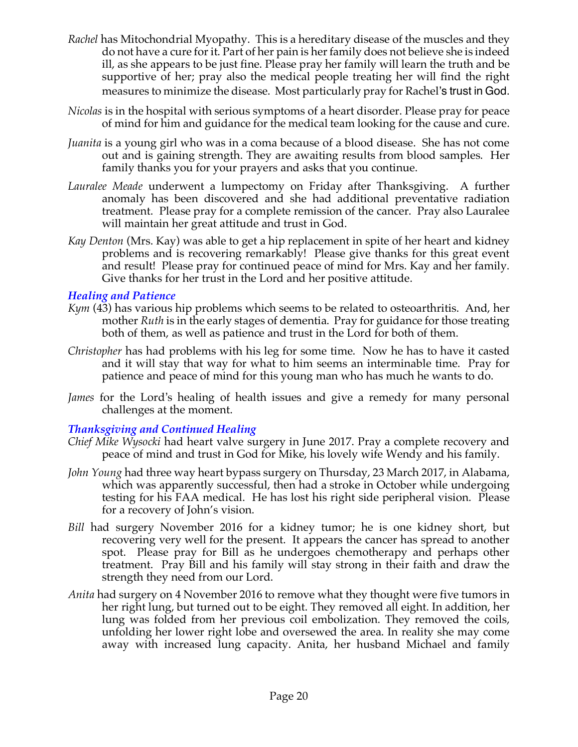*Rachel* has Mitochondrial Myopathy. This is a hereditary disease of the muscles and they do not have a cure for it. Part of her pain is her family does not believe she is indeed ill, as she appears to be just fine. Please pray her family will learn the truth and be supportive of her; pray also the medical people treating her will find the right measures to minimize the disease. Most particularly pray for Rachel's trust in God.

*Nicolas* is in the hospital with serious symptoms of a heart disorder. Please pray for peace of mind for him and guidance for the medical team looking for the cause and cure.

*Juanita* is a young girl who was in a coma because of a blood disease. She has not come out and is gaining strength. They are awaiting results from blood samples. Her family thanks you for your prayers and asks that you continue.

*Lauralee Meade* underwent a lumpectomy on Friday after Thanksgiving. A further anomaly has been discovered and she had additional preventative radiation treatment. Please pray for a complete remission of the cancer. Pray also Lauralee will maintain her great attitude and trust in God.

*Kay Denton* (Mrs. Kay) was able to get a hip replacement in spite of her heart and kidney problems and is recovering remarkably! Please give thanks for this great event and result! Please pray for continued peace of mind for Mrs. Kay and her family. Give thanks for her trust in the Lord and her positive attitude.

### *Healing and Patience*

*Kym* (43) has various hip problems which seems to be related to osteoarthritis. And, her mother *Ruth* is in the early stages of dementia. Pray for guidance for those treating both of them, as well as patience and trust in the Lord for both of them.

*Christopher* has had problems with his leg for some time. Now he has to have it casted and it will stay that way for what to him seems an interminable time. Pray for patience and peace of mind for this young man who has much he wants to do.

*James* for the Lord's healing of health issues and give a remedy for many personal challenges at the moment.

### *Thanksgiving and Continued Healing*

*Chief Mike Wysocki* had heart valve surgery in June 2017. Pray a complete recovery and peace of mind and trust in God for Mike, his lovely wife Wendy and his family.

*John Young* had three way heart bypass surgery on Thursday, 23 March 2017, in Alabama, which was apparently successful, then had a stroke in October while undergoing testing for his FAA medical. He has lost his right side peripheral vision. Please for a recovery of John's vision.

*Bill* had surgery November 2016 for a kidney tumor; he is one kidney short, but recovering very well for the present. It appears the cancer has spread to another spot. Please pray for Bill as he undergoes chemotherapy and perhaps other treatment. Pray Bill and his family will stay strong in their faith and draw the strength they need from our Lord.

*Anita* had surgery on 4 November 2016 to remove what they thought were five tumors in her right lung, but turned out to be eight. They removed all eight. In addition, her lung was folded from her previous coil embolization. They removed the coils, unfolding her lower right lobe and oversewed the area. In reality she may come away with increased lung capacity. Anita, her husband Michael and family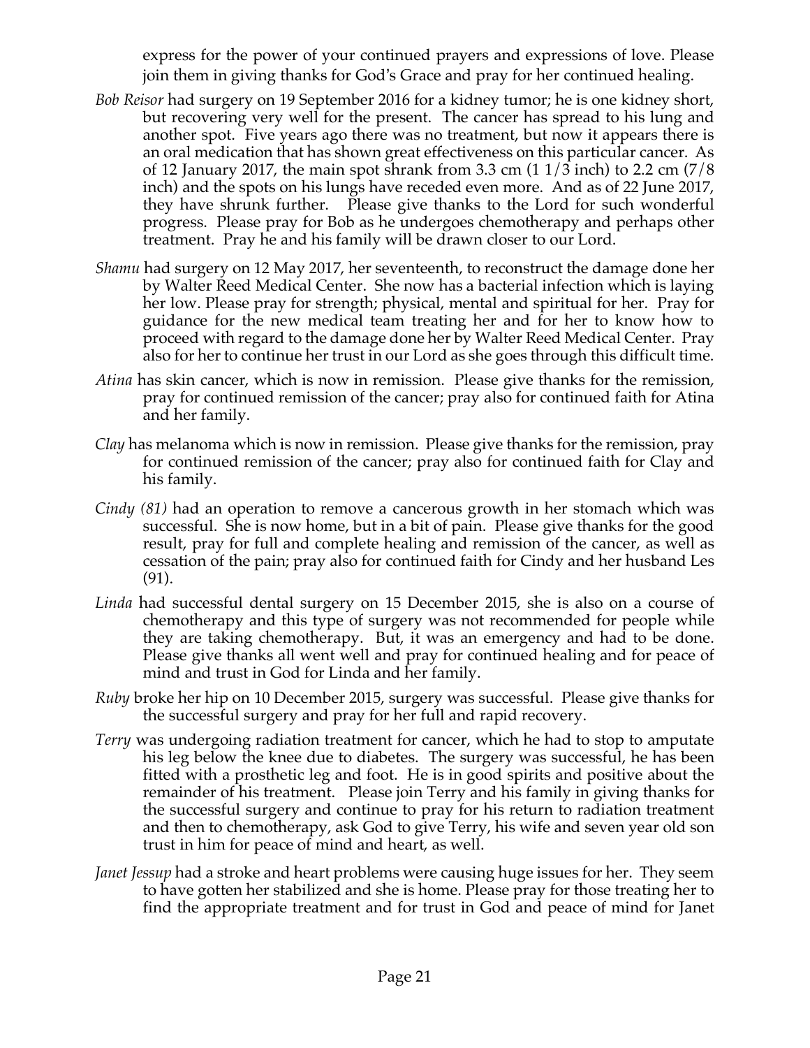express for the power of your continued prayers and expressions of love. Please join them in giving thanks for God's Grace and pray for her continued healing.

*Bob Reisor* had surgery on 19 September 2016 for a kidney tumor; he is one kidney short, but recovering very well for the present. The cancer has spread to his lung and another spot. Five years ago there was no treatment, but now it appears there is an oral medication that has shown great effectiveness on this particular cancer. As of 12 January 2017, the main spot shrank from 3.3 cm (1 1/3 inch) to 2.2 cm (7/8 inch) and the spots on his lungs have receded even more. And as of 22 June 2017, they have shrunk further. Please give thanks to the Lord for such wonderful progress. Please pray for Bob as he undergoes chemotherapy and perhaps other treatment. Pray he and his family will be drawn closer to our Lord.

*Shamu* had surgery on 12 May 2017, her seventeenth, to reconstruct the damage done her by Walter Reed Medical Center. She now has a bacterial infection which is laying her low. Please pray for strength; physical, mental and spiritual for her. Pray for guidance for the new medical team treating her and for her to know how to proceed with regard to the damage done her by Walter Reed Medical Center. Pray also for her to continue her trust in our Lord as she goes through this difficult time.

*Atina* has skin cancer, which is now in remission. Please give thanks for the remission, pray for continued remission of the cancer; pray also for continued faith for Atina and her family.

*Clay* has melanoma which is now in remission. Please give thanks for the remission, pray for continued remission of the cancer; pray also for continued faith for Clay and his family.

*Cindy (81)* had an operation to remove a cancerous growth in her stomach which was successful. She is now home, but in a bit of pain. Please give thanks for the good result, pray for full and complete healing and remission of the cancer, as well as cessation of the pain; pray also for continued faith for Cindy and her husband Les (91).

*Linda* had successful dental surgery on 15 December 2015, she is also on a course of chemotherapy and this type of surgery was not recommended for people while they are taking chemotherapy. But, it was an emergency and had to be done. Please give thanks all went well and pray for continued healing and for peace of mind and trust in God for Linda and her family.

*Ruby* broke her hip on 10 December 2015, surgery was successful. Please give thanks for the successful surgery and pray for her full and rapid recovery.

*Terry* was undergoing radiation treatment for cancer, which he had to stop to amputate his leg below the knee due to diabetes. The surgery was successful, he has been fitted with a prosthetic leg and foot. He is in good spirits and positive about the remainder of his treatment. Please join Terry and his family in giving thanks for the successful surgery and continue to pray for his return to radiation treatment and then to chemotherapy, ask God to give Terry, his wife and seven year old son trust in him for peace of mind and heart, as well.

*Janet Jessup* had a stroke and heart problems were causing huge issues for her. They seem to have gotten her stabilized and she is home. Please pray for those treating her to find the appropriate treatment and for trust in God and peace of mind for Janet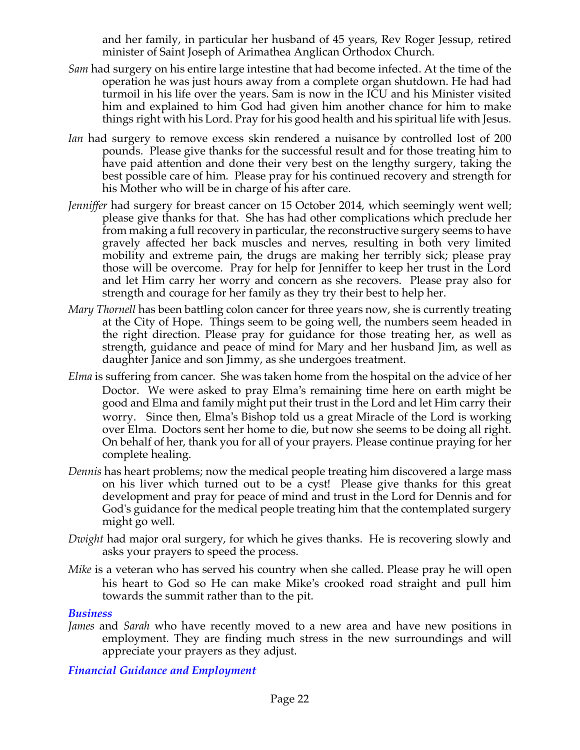and her family, in particular her husband of 45 years, Rev Roger Jessup, retired minister of Saint Joseph of Arimathea Anglican Orthodox Church.

*Sam* had surgery on his entire large intestine that had become infected. At the time of the operation he was just hours away from a complete organ shutdown. He had had turmoil in his life over the years. Sam is now in the ICU and his Minister visited him and explained to him God had given him another chance for him to make things right with his Lord. Pray for his good health and his spiritual life with Jesus.

*Ian* had surgery to remove excess skin rendered a nuisance by controlled lost of 200 pounds. Please give thanks for the successful result and for those treating him to have paid attention and done their very best on the lengthy surgery, taking the best possible care of him. Please pray for his continued recovery and strength for his Mother who will be in charge of his after care.

*Jenniffer* had surgery for breast cancer on 15 October 2014, which seemingly went well; please give thanks for that. She has had other complications which preclude her from making a full recovery in particular, the reconstructive surgery seems to have gravely affected her back muscles and nerves, resulting in both very limited mobility and extreme pain, the drugs are making her terribly sick; please pray those will be overcome. Pray for help for Jenniffer to keep her trust in the Lord and let Him carry her worry and concern as she recovers. Please pray also for strength and courage for her family as they try their best to help her.

*Mary Thornell* has been battling colon cancer for three years now, she is currently treating at the City of Hope. Things seem to be going well, the numbers seem headed in the right direction. Please pray for guidance for those treating her, as well as strength, guidance and peace of mind for Mary and her husband Jim, as well as daughter Janice and son Jimmy, as she undergoes treatment.

*Elma* is suffering from cancer. She was taken home from the hospital on the advice of her Doctor. We were asked to pray Elma's remaining time here on earth might be good and Elma and family might put their trust in the Lord and let Him carry their worry. Since then, Elma's Bishop told us a great Miracle of the Lord is working over Elma. Doctors sent her home to die, but now she seems to be doing all right. On behalf of her, thank you for all of your prayers. Please continue praying for her complete healing.

*Dennis* has heart problems; now the medical people treating him discovered a large mass on his liver which turned out to be a cyst! Please give thanks for this great development and pray for peace of mind and trust in the Lord for Dennis and for God's guidance for the medical people treating him that the contemplated surgery might go well.

*Dwight* had major oral surgery, for which he gives thanks. He is recovering slowly and asks your prayers to speed the process.

*Mike* is a veteran who has served his country when she called. Please pray he will open his heart to God so He can make Mike's crooked road straight and pull him towards the summit rather than to the pit.

### *Business*

*James* and *Sarah* who have recently moved to a new area and have new positions in employment. They are finding much stress in the new surroundings and will appreciate your prayers as they adjust.

### *Financial Guidance and Employment*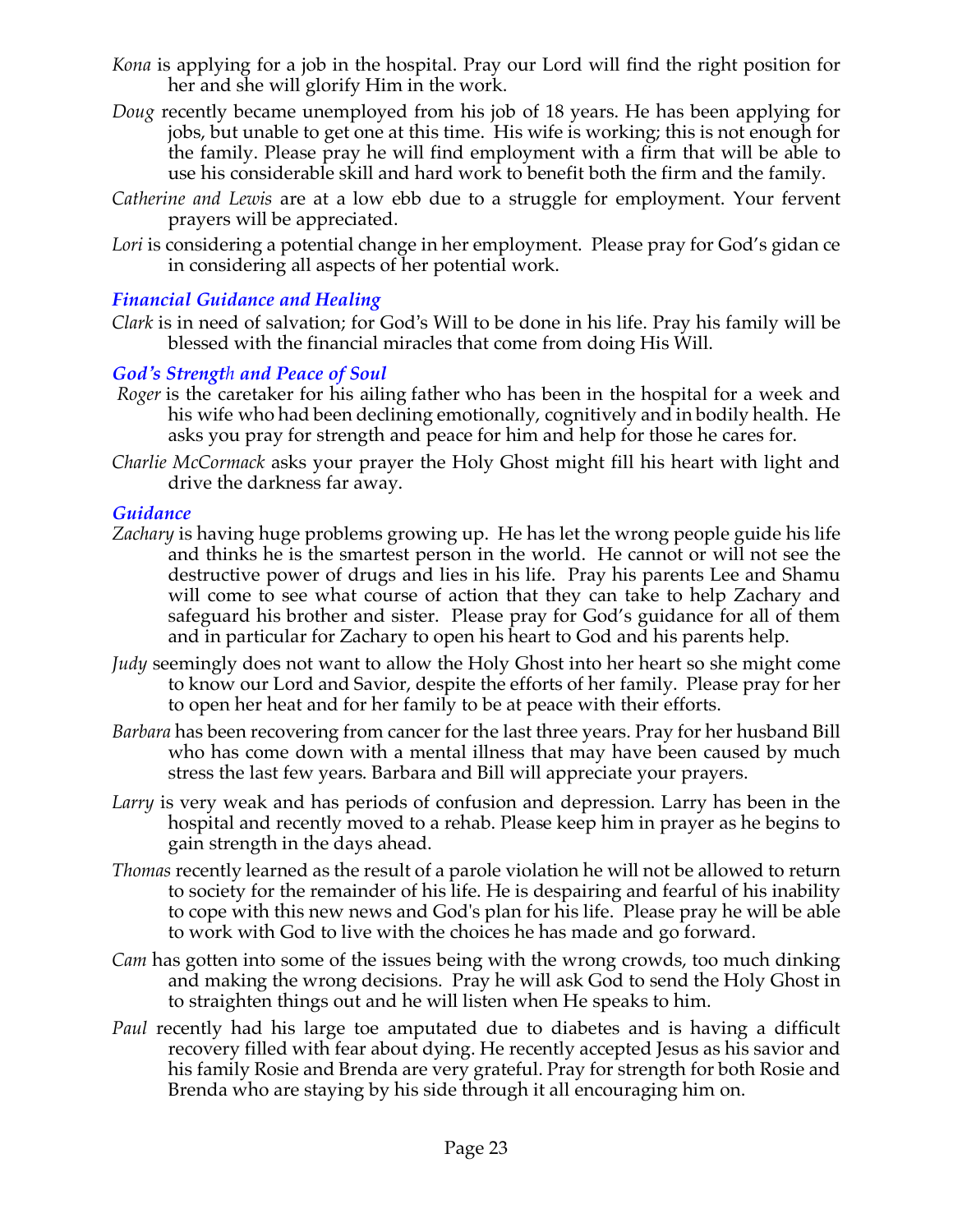*Kona* is applying for a job in the hospital. Pray our Lord will find the right position for her and she will glorify Him in the work.

*Doug* recently became unemployed from his job of 18 years. He has been applying for jobs, but unable to get one at this time. His wife is working; this is not enough for the family. Please pray he will find employment with a firm that will be able to use his considerable skill and hard work to benefit both the firm and the family.

*Catherine and Lewis* are at a low ebb due to a struggle for employment. Your fervent prayers will be appreciated.

*Lori* is considering a potential change in her employment. Please pray for God's gidan ce in considering all aspects of her potential work.

### *Financial Guidance and Healing*

*Clark* is in need of salvation; for God's Will to be done in his life. Pray his family will be blessed with the financial miracles that come from doing His Will.

### *God's Strength and Peace of Soul*

*Roger* is the caretaker for his ailing father who has been in the hospital for a week and his wife who had been declining emotionally, cognitively and in bodily health. He asks you pray for strength and peace for him and help for those he cares for.

*Charlie McCormack* asks your prayer the Holy Ghost might fill his heart with light and drive the darkness far away.

### *Guidance*

*Zachary* is having huge problems growing up. He has let the wrong people guide his life and thinks he is the smartest person in the world. He cannot or will not see the destructive power of drugs and lies in his life. Pray his parents Lee and Shamu will come to see what course of action that they can take to help Zachary and safeguard his brother and sister. Please pray for God's guidance for all of them and in particular for Zachary to open his heart to God and his parents help.

*Judy* seemingly does not want to allow the Holy Ghost into her heart so she might come to know our Lord and Savior, despite the efforts of her family. Please pray for her to open her heat and for her family to be at peace with their efforts.

*Barbara* has been recovering from cancer for the last three years. Pray for her husband Bill who has come down with a mental illness that may have been caused by much stress the last few years. Barbara and Bill will appreciate your prayers.

*Larry* is very weak and has periods of confusion and depression. Larry has been in the hospital and recently moved to a rehab. Please keep him in prayer as he begins to gain strength in the days ahead.

*Thomas* recently learned as the result of a parole violation he will not be allowed to return to society for the remainder of his life. He is despairing and fearful of his inability to cope with this new news and God's plan for his life. Please pray he will be able to work with God to live with the choices he has made and go forward.

*Cam* has gotten into some of the issues being with the wrong crowds, too much dinking and making the wrong decisions. Pray he will ask God to send the Holy Ghost in to straighten things out and he will listen when He speaks to him.

*Paul* recently had his large toe amputated due to diabetes and is having a difficult recovery filled with fear about dying. He recently accepted Jesus as his savior and his family Rosie and Brenda are very grateful. Pray for strength for both Rosie and Brenda who are staying by his side through it all encouraging him on.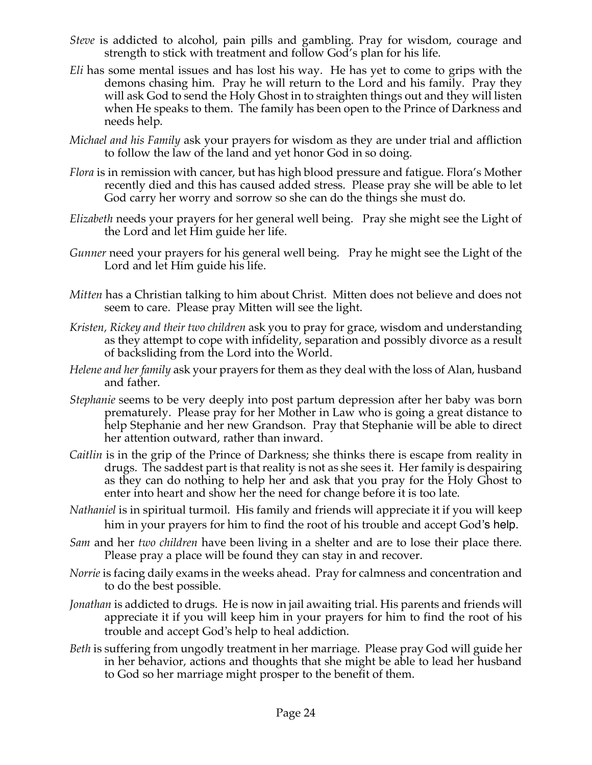*Steve* is addicted to alcohol, pain pills and gambling. Pray for wisdom, courage and strength to stick with treatment and follow God's plan for his life.

*Eli* has some mental issues and has lost his way. He has yet to come to grips with the demons chasing him. Pray he will return to the Lord and his family. Pray they will ask God to send the Holy Ghost in to straighten things out and they will listen when He speaks to them. The family has been open to the Prince of Darkness and needs help.

*Michael and his Family* ask your prayers for wisdom as they are under trial and affliction to follow the law of the land and yet honor God in so doing.

*Flora* is in remission with cancer, but has high blood pressure and fatigue. Flora's Mother recently died and this has caused added stress. Please pray she will be able to let God carry her worry and sorrow so she can do the things she must do.

*Elizabeth* needs your prayers for her general well being. Pray she might see the Light of the Lord and let Him guide her life.

*Gunner* need your prayers for his general well being. Pray he might see the Light of the Lord and let Him guide his life.

*Mitten* has a Christian talking to him about Christ. Mitten does not believe and does not seem to care. Please pray Mitten will see the light.

*Kristen, Rickey and their two children* ask you to pray for grace, wisdom and understanding as they attempt to cope with infidelity, separation and possibly divorce as a result of backsliding from the Lord into the World.

*Helene and her family* ask your prayers for them as they deal with the loss of Alan, husband and father.

*Stephanie* seems to be very deeply into post partum depression after her baby was born prematurely. Please pray for her Mother in Law who is going a great distance to help Stephanie and her new Grandson. Pray that Stephanie will be able to direct her attention outward, rather than inward.

*Caitlin* is in the grip of the Prince of Darkness; she thinks there is escape from reality in drugs. The saddest part is that reality is not as she sees it. Her family is despairing as they can do nothing to help her and ask that you pray for the Holy Ghost to enter into heart and show her the need for change before it is too late.

*Nathaniel* is in spiritual turmoil. His family and friends will appreciate it if you will keep him in your prayers for him to find the root of his trouble and accept God's help.

*Sam* and her *two children* have been living in a shelter and are to lose their place there. Please pray a place will be found they can stay in and recover.

*Norrie* is facing daily exams in the weeks ahead. Pray for calmness and concentration and to do the best possible.

*Jonathan* is addicted to drugs. He is now in jail awaiting trial. His parents and friends will appreciate it if you will keep him in your prayers for him to find the root of his trouble and accept God's help to heal addiction.

*Beth* is suffering from ungodly treatment in her marriage. Please pray God will guide her in her behavior, actions and thoughts that she might be able to lead her husband to God so her marriage might prosper to the benefit of them.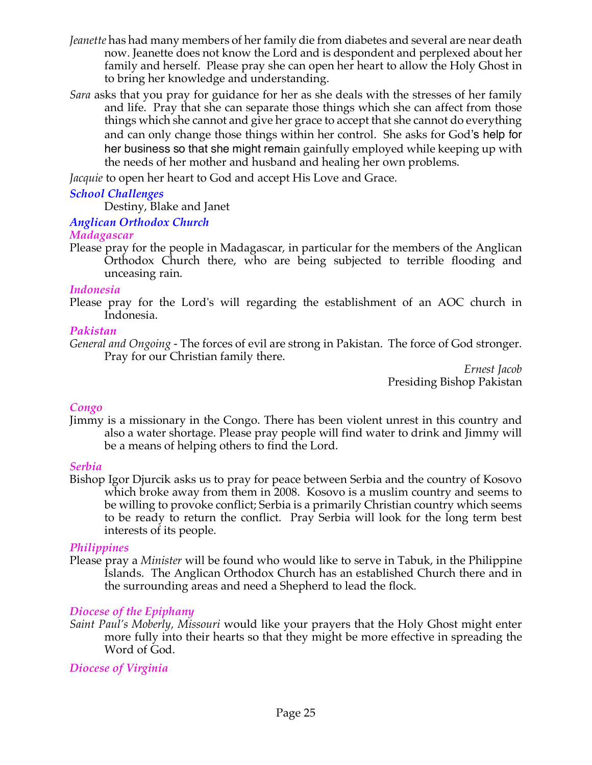*Jeanette* has had many members of her family die from diabetes and several are near death now. Jeanette does not know the Lord and is despondent and perplexed about her family and herself. Please pray she can open her heart to allow the Holy Ghost in to bring her knowledge and understanding.

*Sara* asks that you pray for guidance for her as she deals with the stresses of her family and life. Pray that she can separate those things which she can affect from those things which she cannot and give her grace to accept that she cannot do everything and can only change those things within her control. She asks for God's help for her business so that she might remain gainfully employed while keeping up with the needs of her mother and husband and healing her own problems.

*Jacquie* to open her heart to God and accept His Love and Grace.

### *School Challenges*

Destiny, Blake and Janet

### *Anglican Orthodox Church*

#### *Madagascar*

Please pray for the people in Madagascar, in particular for the members of the Anglican Orthodox Church there, who are being subjected to terrible flooding and unceasing rain.

#### *Indonesia*

Please pray for the Lord's will regarding the establishment of an AOC church in Indonesia.

#### *Pakistan*

*General and Ongoing* - The forces of evil are strong in Pakistan. The force of God stronger. Pray for our Christian family there.

*Ernest Jacob*
Presiding Bishop Pakistan

#### *Congo*

Jimmy is a missionary in the Congo. There has been violent unrest in this country and also a water shortage. Please pray people will find water to drink and Jimmy will be a means of helping others to find the Lord.

#### *Serbia*

Bishop Igor Djurcik asks us to pray for peace between Serbia and the country of Kosovo which broke away from them in 2008. Kosovo is a muslim country and seems to be willing to provoke conflict; Serbia is a primarily Christian country which seems to be ready to return the conflict. Pray Serbia will look for the long term best interests of its people.

#### *Philippines*

Please pray a *Minister* will be found who would like to serve in Tabuk, in the Philippine Islands. The Anglican Orthodox Church has an established Church there and in the surrounding areas and need a Shepherd to lead the flock.

#### *Diocese of the Epiphany*

*Saint Paul's Moberly, Missouri* would like your prayers that the Holy Ghost might enter more fully into their hearts so that they might be more effective in spreading the Word of God.

#### *Diocese of Virginia*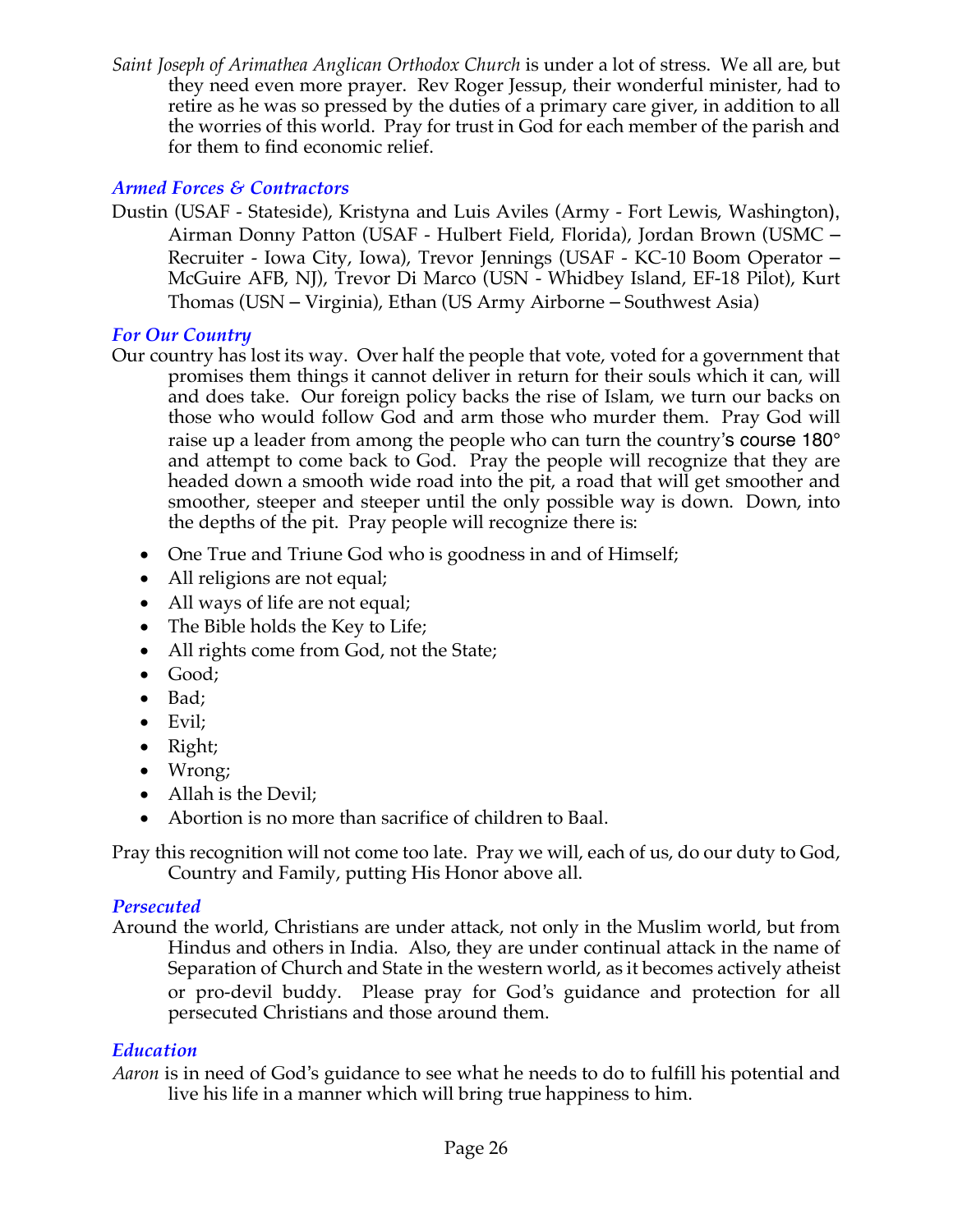*Saint Joseph of Arimathea Anglican Orthodox Church* is under a lot of stress. We all are, but they need even more prayer. Rev Roger Jessup, their wonderful minister, had to retire as he was so pressed by the duties of a primary care giver, in addition to all the worries of this world. Pray for trust in God for each member of the parish and for them to find economic relief.

### *Armed Forces & Contractors*

Dustin (USAF - Stateside), Kristyna and Luis Aviles (Army - Fort Lewis, Washington), Airman Donny Patton (USAF - Hulbert Field, Florida), Jordan Brown (USMC – Recruiter - Iowa City, Iowa), Trevor Jennings (USAF - KC-10 Boom Operator – McGuire AFB, NJ), Trevor Di Marco (USN - Whidbey Island, EF-18 Pilot), Kurt Thomas (USN – Virginia), Ethan (US Army Airborne – Southwest Asia)

### *For Our Country*

Our country has lost its way. Over half the people that vote, voted for a government that promises them things it cannot deliver in return for their souls which it can, will and does take. Our foreign policy backs the rise of Islam, we turn our backs on those who would follow God and arm those who murder them. Pray God will raise up a leader from among the people who can turn the country's course 180° and attempt to come back to God. Pray the people will recognize that they are headed down a smooth wide road into the pit, a road that will get smoother and smoother, steeper and steeper until the only possible way is down. Down, into the depths of the pit. Pray people will recognize there is:

- One True and Triune God who is goodness in and of Himself;
- All religions are not equal;
- All ways of life are not equal;
- The Bible holds the Key to Life;
- All rights come from God, not the State;
- Good;
- Bad;
- Evil;
- Right;
- Wrong;
- Allah is the Devil;
- Abortion is no more than sacrifice of children to Baal.

Pray this recognition will not come too late. Pray we will, each of us, do our duty to God, Country and Family, putting His Honor above all.

### *Persecuted*

Around the world, Christians are under attack, not only in the Muslim world, but from Hindus and others in India. Also, they are under continual attack in the name of Separation of Church and State in the western world, as it becomes actively atheist or pro-devil buddy. Please pray for God's guidance and protection for all persecuted Christians and those around them.

### *Education*

*Aaron* is in need of God's guidance to see what he needs to do to fulfill his potential and live his life in a manner which will bring true happiness to him.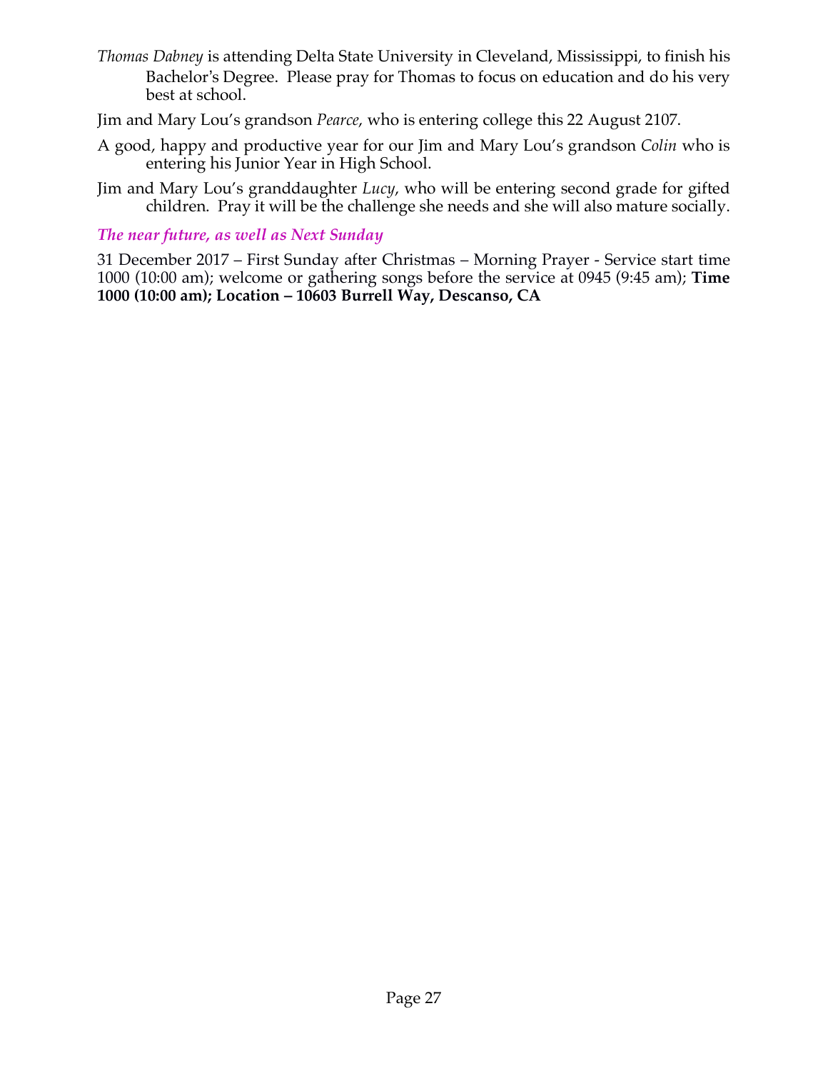*Thomas Dabney* is attending Delta State University in Cleveland, Mississippi, to finish his Bachelor's Degree. Please pray for Thomas to focus on education and do his very best at school.

Jim and Mary Lou's grandson *Pearce*, who is entering college this 22 August 2107.

A good, happy and productive year for our Jim and Mary Lou's grandson *Colin* who is entering his Junior Year in High School.

Jim and Mary Lou's granddaughter *Lucy*, who will be entering second grade for gifted children. Pray it will be the challenge she needs and she will also mature socially.

### *The near future, as well as Next Sunday*

31 December 2017 – First Sunday after Christmas – Morning Prayer - Service start time 1000 (10:00 am); welcome or gathering songs before the service at 0945 (9:45 am); **Time 1000 (10:00 am); Location – 10603 Burrell Way, Descanso, CA**